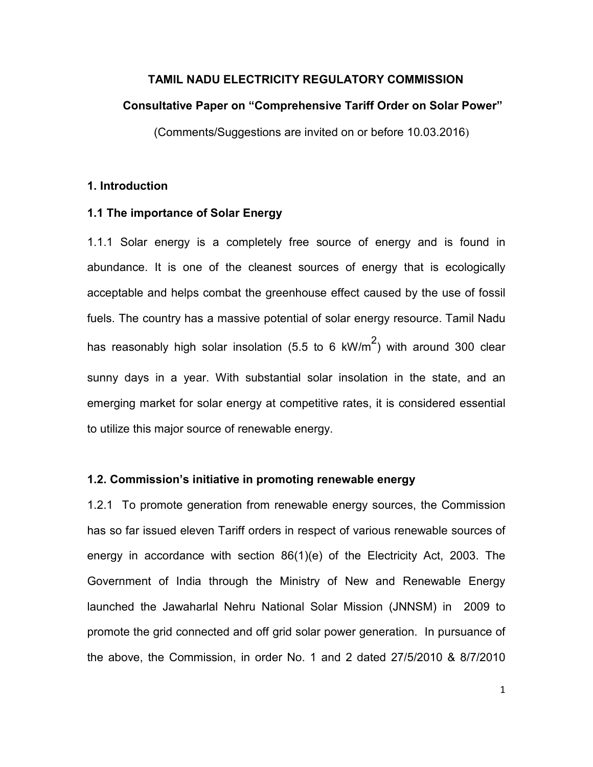**TAMIL NADU ELECTRICITY REGULATORY COMMISSION**

**Consultative Paper on "Comprehensive Tariff Order on Solar Power"**

(Comments/Suggestions are invited on or before 10.03.2016)

## 1. Introduction

### 1.1 The importance of Solar Energy

1.1.1 Solar energy is a completely free source of energy and is found in abundance. It is one of the cleanest sources of energy that is ecologically acceptable and helps combat the greenhouse effect caused by the use of fossil fuels. The country has a massive potential of solar energy resource. Tamil Nadu has reasonably high solar insolation (5.5 to 6 $kW/m^2$) with around 300 clear sunny days in a year. With substantial solar insolation in the state, and an emerging market for solar energy at competitive rates, it is considered essential to utilize this major source of renewable energy.

### 1.2. Commission's initiative in promoting renewable energy

1.2.1 To promote generation from renewable energy sources, the Commission has so far issued eleven Tariff orders in respect of various renewable sources of energy in accordance with section 86(1)(e) of the Electricity Act, 2003. The Government of India through the Ministry of New and Renewable Energy launched the Jawaharlal Nehru National Solar Mission (JNNSM) in 2009 to promote the grid connected and off grid solar power generation. In pursuance of the above, the Commission, in order No. 1 and 2 dated 27/5/2010 & 8/7/2010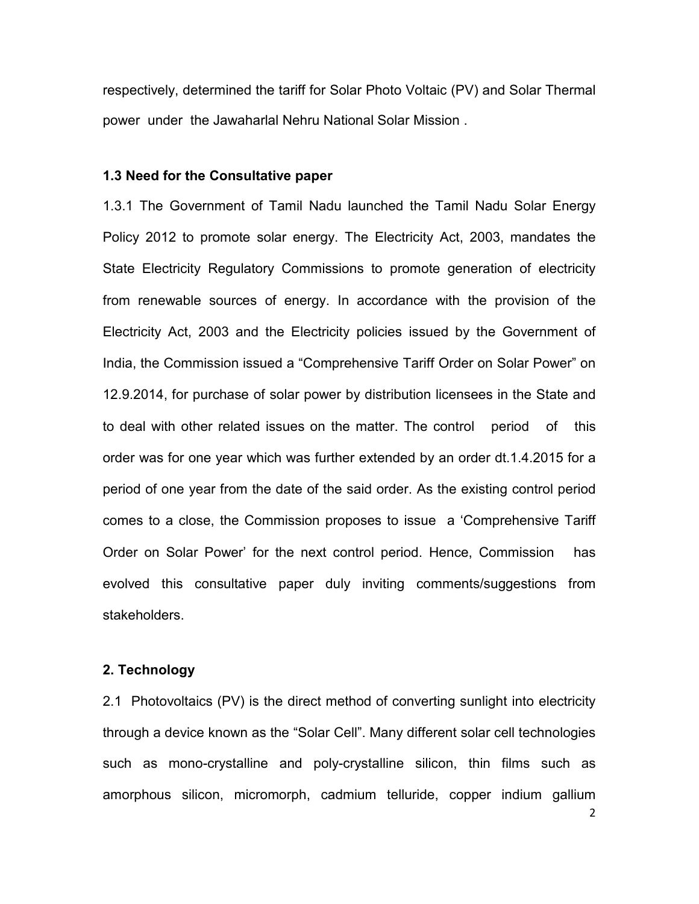respectively, determined the tariff for Solar Photo Voltaic (PV) and Solar Thermal power under the Jawaharlal Nehru National Solar Mission .

### 1.3 Need for the Consultative paper

1.3.1 The Government of Tamil Nadu launched the Tamil Nadu Solar Energy Policy 2012 to promote solar energy. The Electricity Act, 2003, mandates the State Electricity Regulatory Commissions to promote generation of electricity from renewable sources of energy. In accordance with the provision of the Electricity Act, 2003 and the Electricity policies issued by the Government of India, the Commission issued a "Comprehensive Tariff Order on Solar Power" on 12.9.2014, for purchase of solar power by distribution licensees in the State and to deal with other related issues on the matter. The control period of this order was for one year which was further extended by an order dt.1.4.2015 for a period of one year from the date of the said order. As the existing control period comes to a close, the Commission proposes to issue a 'Comprehensive Tariff Order on Solar Power' for the next control period. Hence, Commission has evolved this consultative paper duly inviting comments/suggestions from stakeholders.

## 2. Technology

2.1 Photovoltaics (PV) is the direct method of converting sunlight into electricity through a device known as the "Solar Cell". Many different solar cell technologies such as mono-crystalline and poly-crystalline silicon, thin films such as amorphous silicon, micromorph, cadmium telluride, copper indium gallium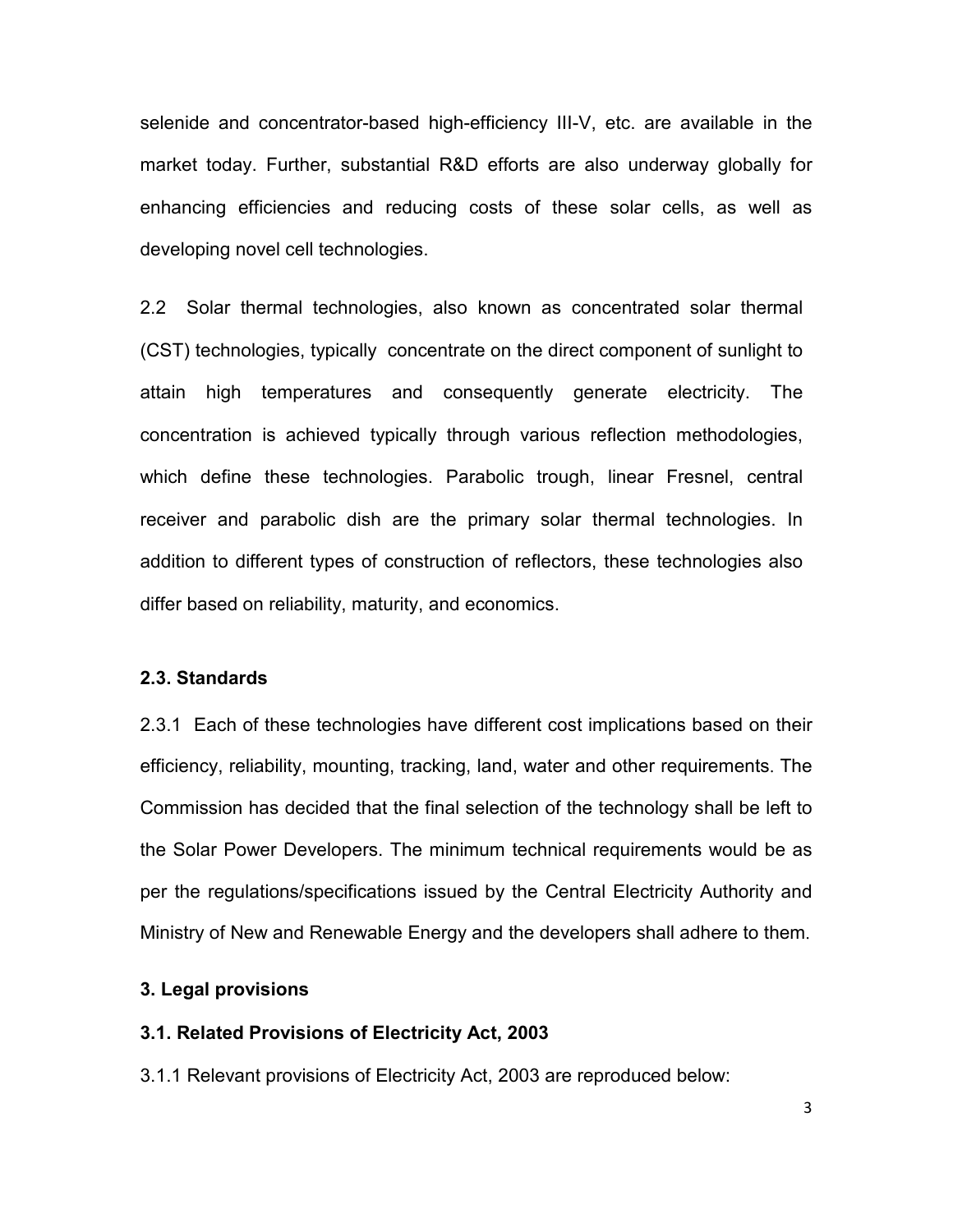selenide and concentrator-based high-efficiency III-V, etc. are available in the market today. Further, substantial R&D efforts are also underway globally for enhancing efficiencies and reducing costs of these solar cells, as well as developing novel cell technologies.

2.2 Solar thermal technologies, also known as concentrated solar thermal (CST) technologies, typically concentrate on the direct component of sunlight to attain high temperatures and consequently generate electricity. The concentration is achieved typically through various reflection methodologies, which define these technologies. Parabolic trough, linear Fresnel, central receiver and parabolic dish are the primary solar thermal technologies. In addition to different types of construction of reflectors, these technologies also differ based on reliability, maturity, and economics.

**2.3. Standards**

2.3.1 Each of these technologies have different cost implications based on their efficiency, reliability, mounting, tracking, land, water and other requirements. The Commission has decided that the final selection of the technology shall be left to the Solar Power Developers. The minimum technical requirements would be as per the regulations/specifications issued by the Central Electricity Authority and Ministry of New and Renewable Energy and the developers shall adhere to them.

**3. Legal provisions**

**3.1. Related Provisions of Electricity Act, 2003**

3.1.1 Relevant provisions of Electricity Act, 2003 are reproduced below: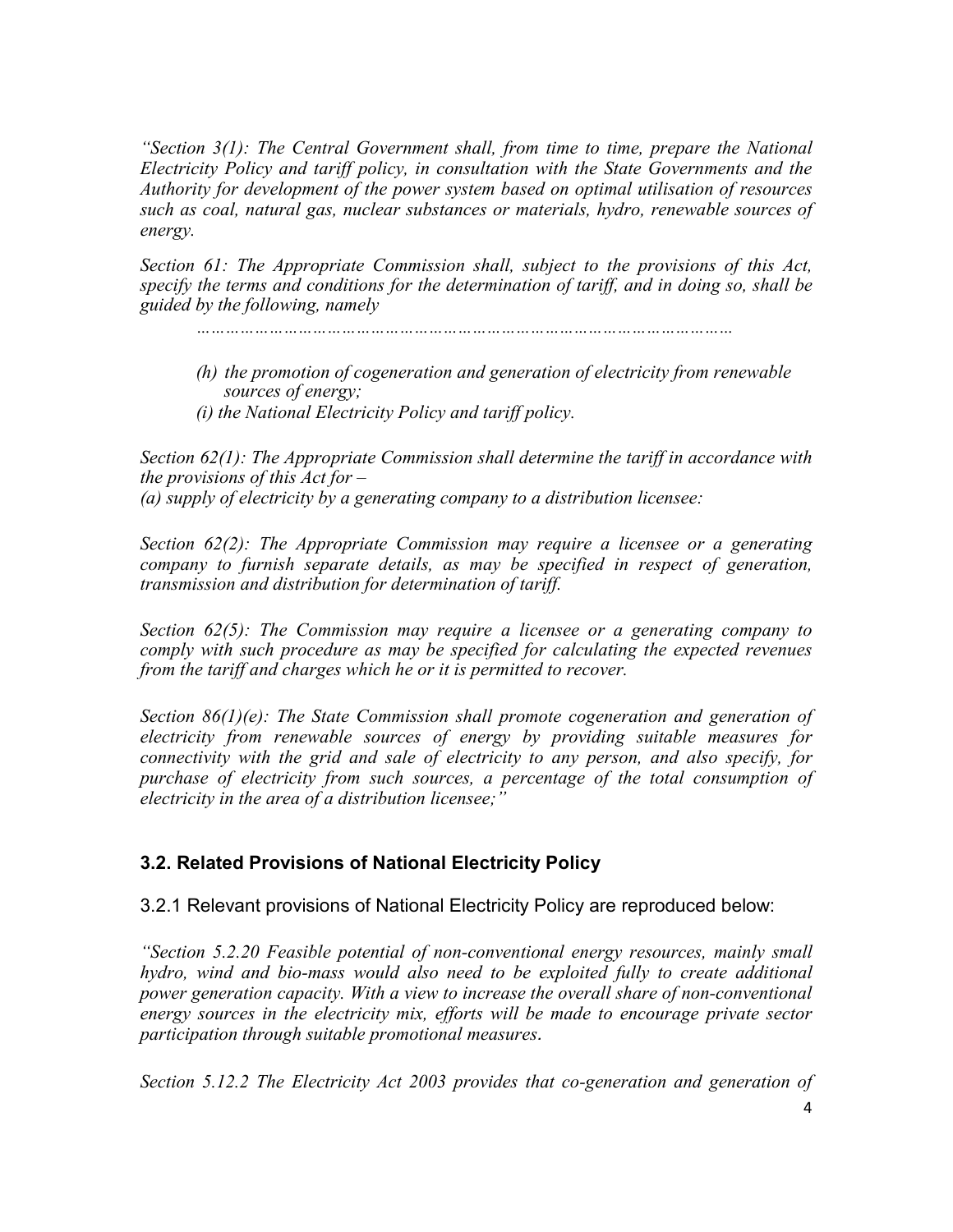*"Section 3(1): The Central Government shall, from time to time, prepare the National Electricity Policy and tariff policy, in consultation with the State Governments and the Authority for development of the power system based on optimal utilisation of resources such as coal, natural gas, nuclear substances or materials, hydro, renewable sources of energy.*

*Section 61: The Appropriate Commission shall, subject to the provisions of this Act, specify the terms and conditions for the determination of tariff, and in doing so, shall be guided by the following, namely*

*………………………………………………………………………………………………*

*(h) the promotion of cogeneration and generation of electricity from renewable sources of energy;*
*(i) the National Electricity Policy and tariff policy.*

*Section 62(1): The Appropriate Commission shall determine the tariff in accordance with the provisions of this Act for –*
*(a) supply of electricity by a generating company to a distribution licensee:*

*Section 62(2): The Appropriate Commission may require a licensee or a generating company to furnish separate details, as may be specified in respect of generation, transmission and distribution for determination of tariff.*

*Section 62(5): The Commission may require a licensee or a generating company to comply with such procedure as may be specified for calculating the expected revenues from the tariff and charges which he or it is permitted to recover.*

*Section 86(1)(e): The State Commission shall promote cogeneration and generation of electricity from renewable sources of energy by providing suitable measures for connectivity with the grid and sale of electricity to any person, and also specify, for purchase of electricity from such sources, a percentage of the total consumption of electricity in the area of a distribution licensee;"*

## 3.2. Related Provisions of National Electricity Policy

3.2.1 Relevant provisions of National Electricity Policy are reproduced below:

*"Section 5.2.20 Feasible potential of non-conventional energy resources, mainly small hydro, wind and bio-mass would also need to be exploited fully to create additional power generation capacity. With a view to increase the overall share of non-conventional energy sources in the electricity mix, efforts will be made to encourage private sector participation through suitable promotional measures.*

*Section 5.12.2 The Electricity Act 2003 provides that co-generation and generation of*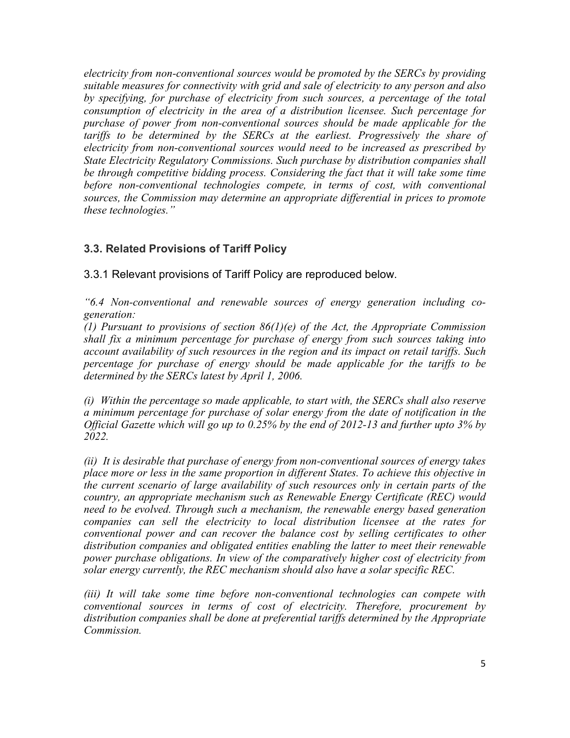*electricity from non-conventional sources would be promoted by the SERCs by providing suitable measures for connectivity with grid and sale of electricity to any person and also by specifying, for purchase of electricity from such sources, a percentage of the total consumption of electricity in the area of a distribution licensee. Such percentage for purchase of power from non-conventional sources should be made applicable for the tariffs to be determined by the SERCs at the earliest. Progressively the share of electricity from non-conventional sources would need to be increased as prescribed by State Electricity Regulatory Commissions. Such purchase by distribution companies shall be through competitive bidding process. Considering the fact that it will take some time before non-conventional technologies compete, in terms of cost, with conventional sources, the Commission may determine an appropriate differential in prices to promote these technologies."*

### 3.3. Related Provisions of Tariff Policy

3.3.1 Relevant provisions of Tariff Policy are reproduced below.

*"6.4 Non-conventional and renewable sources of energy generation including co-generation:*

*(1) Pursuant to provisions of section 86(1)(e) of the Act, the Appropriate Commission shall fix a minimum percentage for purchase of energy from such sources taking into account availability of such resources in the region and its impact on retail tariffs. Such percentage for purchase of energy should be made applicable for the tariffs to be determined by the SERCs latest by April 1, 2006.*

*(i) Within the percentage so made applicable, to start with, the SERCs shall also reserve a minimum percentage for purchase of solar energy from the date of notification in the Official Gazette which will go up to 0.25% by the end of 2012-13 and further upto 3% by 2022.*

*(ii) It is desirable that purchase of energy from non-conventional sources of energy takes place more or less in the same proportion in different States. To achieve this objective in the current scenario of large availability of such resources only in certain parts of the country, an appropriate mechanism such as Renewable Energy Certificate (REC) would need to be evolved. Through such a mechanism, the renewable energy based generation companies can sell the electricity to local distribution licensee at the rates for conventional power and can recover the balance cost by selling certificates to other distribution companies and obligated entities enabling the latter to meet their renewable power purchase obligations. In view of the comparatively higher cost of electricity from solar energy currently, the REC mechanism should also have a solar specific REC.*

*(iii) It will take some time before non-conventional technologies can compete with conventional sources in terms of cost of electricity. Therefore, procurement by distribution companies shall be done at preferential tariffs determined by the Appropriate Commission.*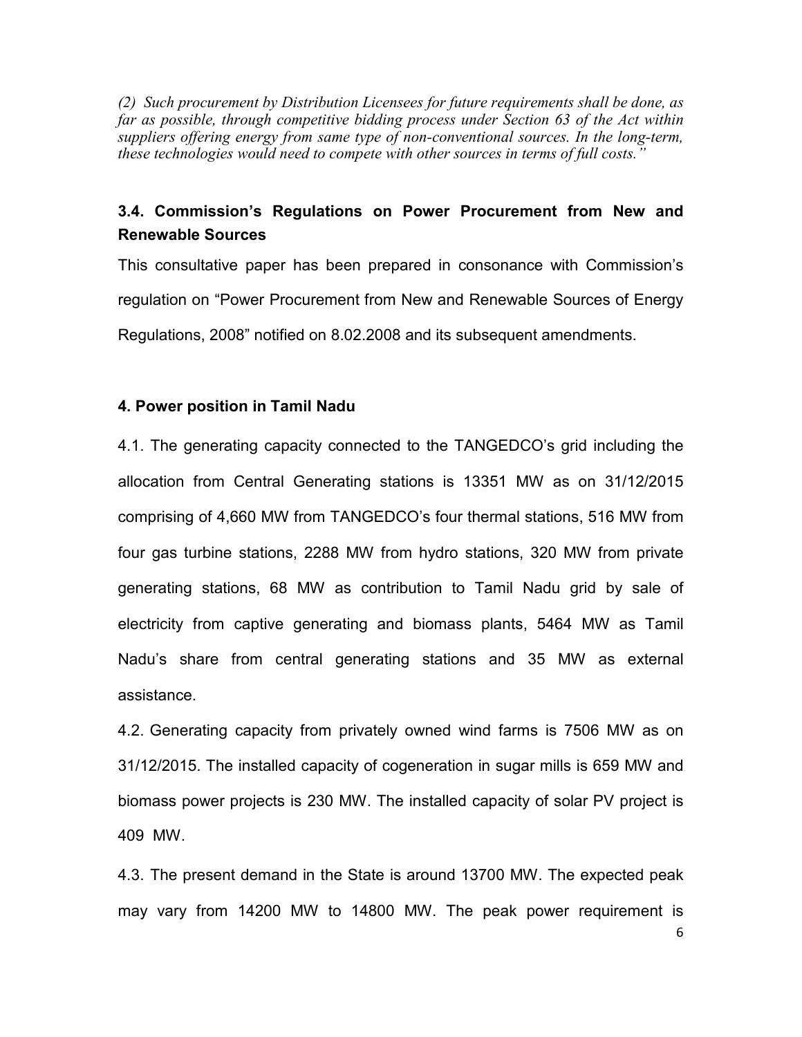*(2) Such procurement by Distribution Licensees for future requirements shall be done, as far as possible, through competitive bidding process under Section 63 of the Act within suppliers offering energy from same type of non-conventional sources. In the long-term, these technologies would need to compete with other sources in terms of full costs."*

### 3.4. Commission's Regulations on Power Procurement from New and Renewable Sources

This consultative paper has been prepared in consonance with Commission's regulation on "Power Procurement from New and Renewable Sources of Energy Regulations, 2008" notified on 8.02.2008 and its subsequent amendments.

## 4. Power position in Tamil Nadu

4.1. The generating capacity connected to the TANGEDCO's grid including the allocation from Central Generating stations is 13351 MW as on 31/12/2015 comprising of 4,660 MW from TANGEDCO's four thermal stations, 516 MW from four gas turbine stations, 2288 MW from hydro stations, 320 MW from private generating stations, 68 MW as contribution to Tamil Nadu grid by sale of electricity from captive generating and biomass plants, 5464 MW as Tamil Nadu's share from central generating stations and 35 MW as external assistance.

4.2. Generating capacity from privately owned wind farms is 7506 MW as on 31/12/2015. The installed capacity of cogeneration in sugar mills is 659 MW and biomass power projects is 230 MW. The installed capacity of solar PV project is 409 MW.

4.3. The present demand in the State is around 13700 MW. The expected peak may vary from 14200 MW to 14800 MW. The peak power requirement is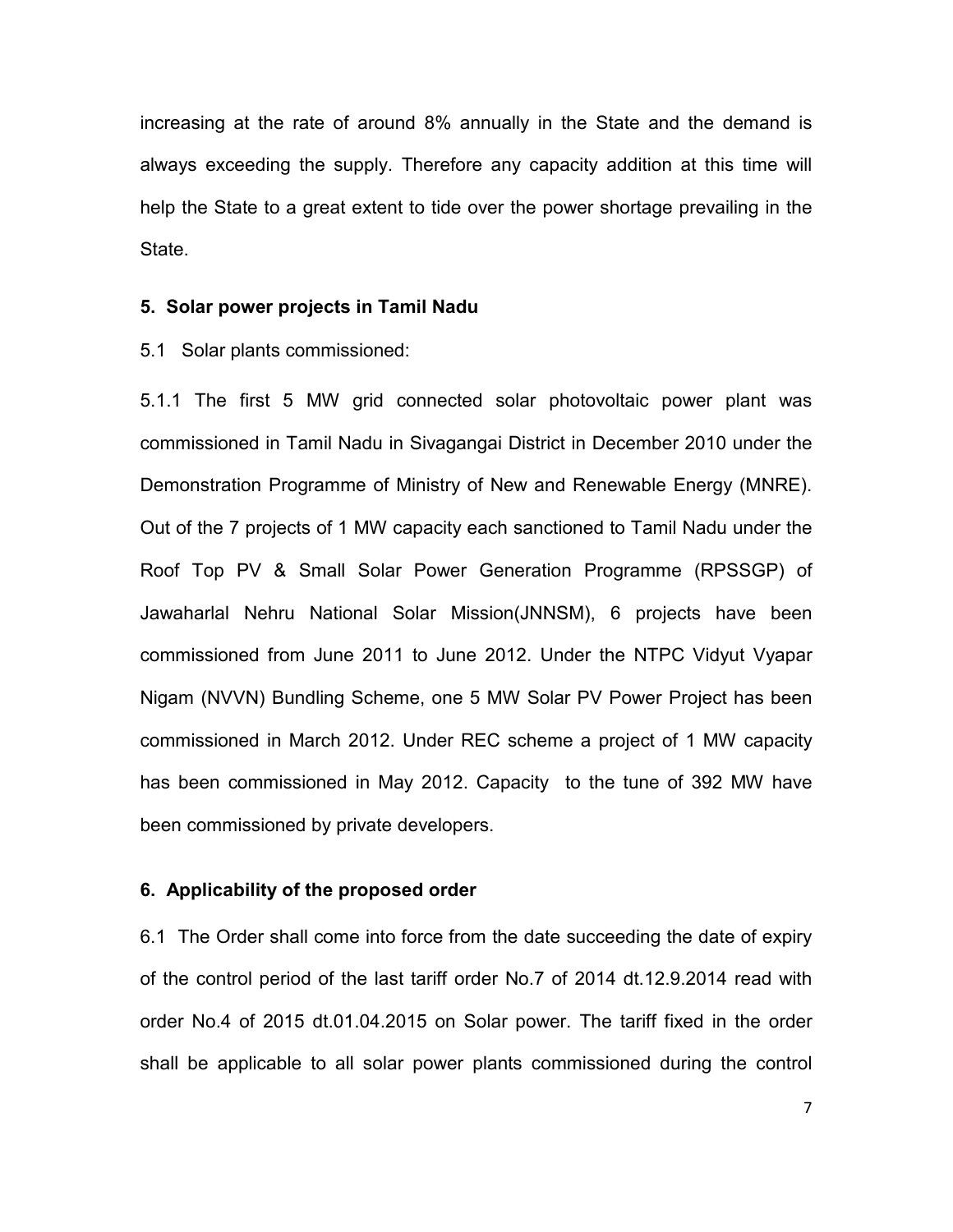increasing at the rate of around 8% annually in the State and the demand is always exceeding the supply. Therefore any capacity addition at this time will help the State to a great extent to tide over the power shortage prevailing in the State.

**5. Solar power projects in Tamil Nadu**

5.1 Solar plants commissioned:

5.1.1 The first 5 MW grid connected solar photovoltaic power plant was commissioned in Tamil Nadu in Sivagangai District in December 2010 under the Demonstration Programme of Ministry of New and Renewable Energy (MNRE). Out of the 7 projects of 1 MW capacity each sanctioned to Tamil Nadu under the Roof Top PV & Small Solar Power Generation Programme (RPSSGP) of Jawaharlal Nehru National Solar Mission(JNNSM), 6 projects have been commissioned from June 2011 to June 2012. Under the NTPC Vidyut Vyapar Nigam (NVVN) Bundling Scheme, one 5 MW Solar PV Power Project has been commissioned in March 2012. Under REC scheme a project of 1 MW capacity has been commissioned in May 2012. Capacity to the tune of 392 MW have been commissioned by private developers.

**6. Applicability of the proposed order**

6.1 The Order shall come into force from the date succeeding the date of expiry of the control period of the last tariff order No.7 of 2014 dt.12.9.2014 read with order No.4 of 2015 dt.01.04.2015 on Solar power. The tariff fixed in the order shall be applicable to all solar power plants commissioned during the control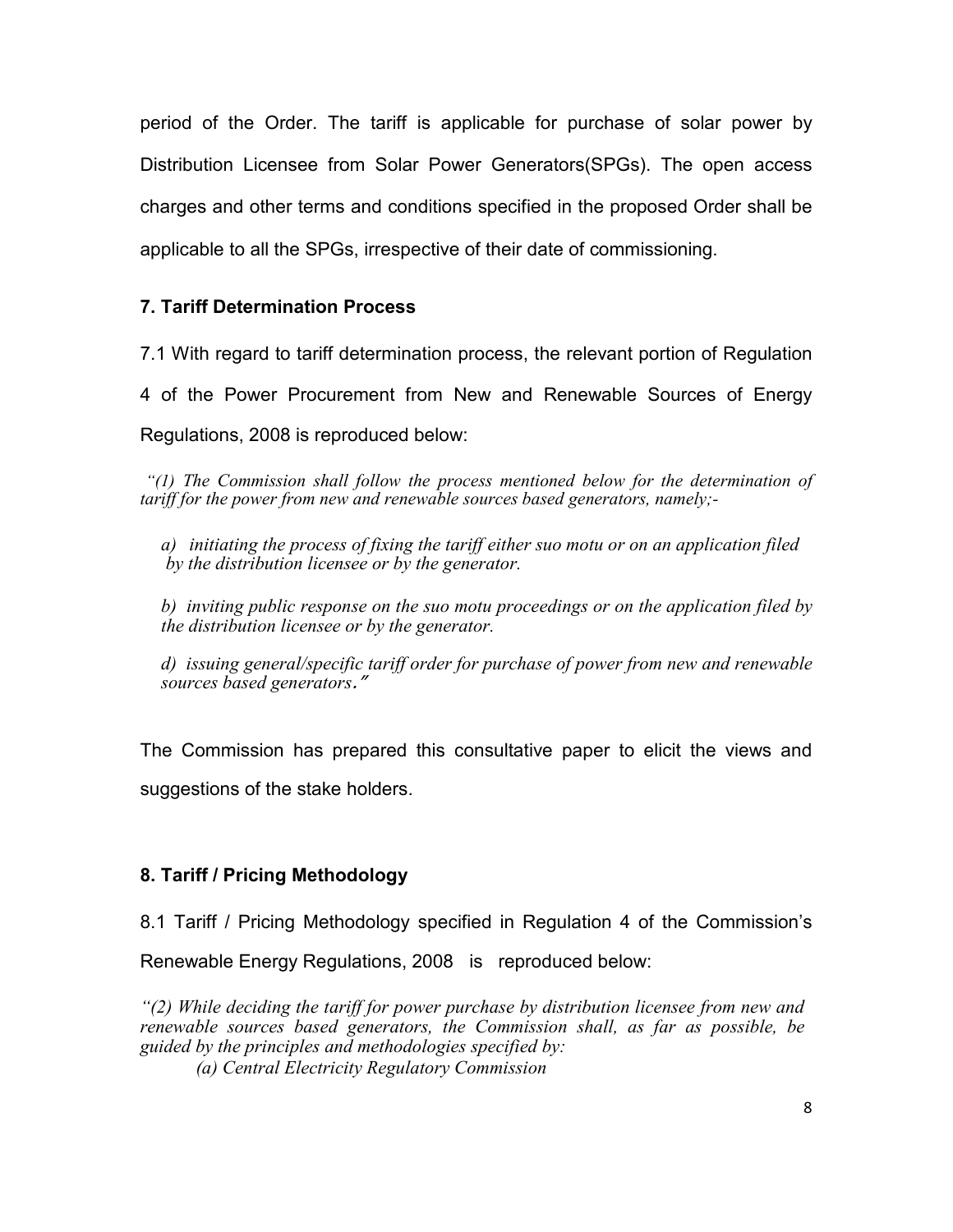period of the Order. The tariff is applicable for purchase of solar power by Distribution Licensee from Solar Power Generators(SPGs). The open access charges and other terms and conditions specified in the proposed Order shall be applicable to all the SPGs, irrespective of their date of commissioning.

### 7. Tariff Determination Process

7.1 With regard to tariff determination process, the relevant portion of Regulation 4 of the Power Procurement from New and Renewable Sources of Energy Regulations, 2008 is reproduced below:

*"(1) The Commission shall follow the process mentioned below for the determination of tariff for the power from new and renewable sources based generators, namely;-*

*a) initiating the process of fixing the tariff either suo motu or on an application filed by the distribution licensee or by the generator.*

*b) inviting public response on the suo motu proceedings or on the application filed by the distribution licensee or by the generator.*

*d) issuing general/specific tariff order for purchase of power from new and renewable sources based generators."*

The Commission has prepared this consultative paper to elicit the views and suggestions of the stake holders.

### 8. Tariff / Pricing Methodology

8.1 Tariff / Pricing Methodology specified in Regulation 4 of the Commission's Renewable Energy Regulations, 2008 is reproduced below:

*"(2) While deciding the tariff for power purchase by distribution licensee from new and renewable sources based generators, the Commission shall, as far as possible, be guided by the principles and methodologies specified by:*

*(a) Central Electricity Regulatory Commission*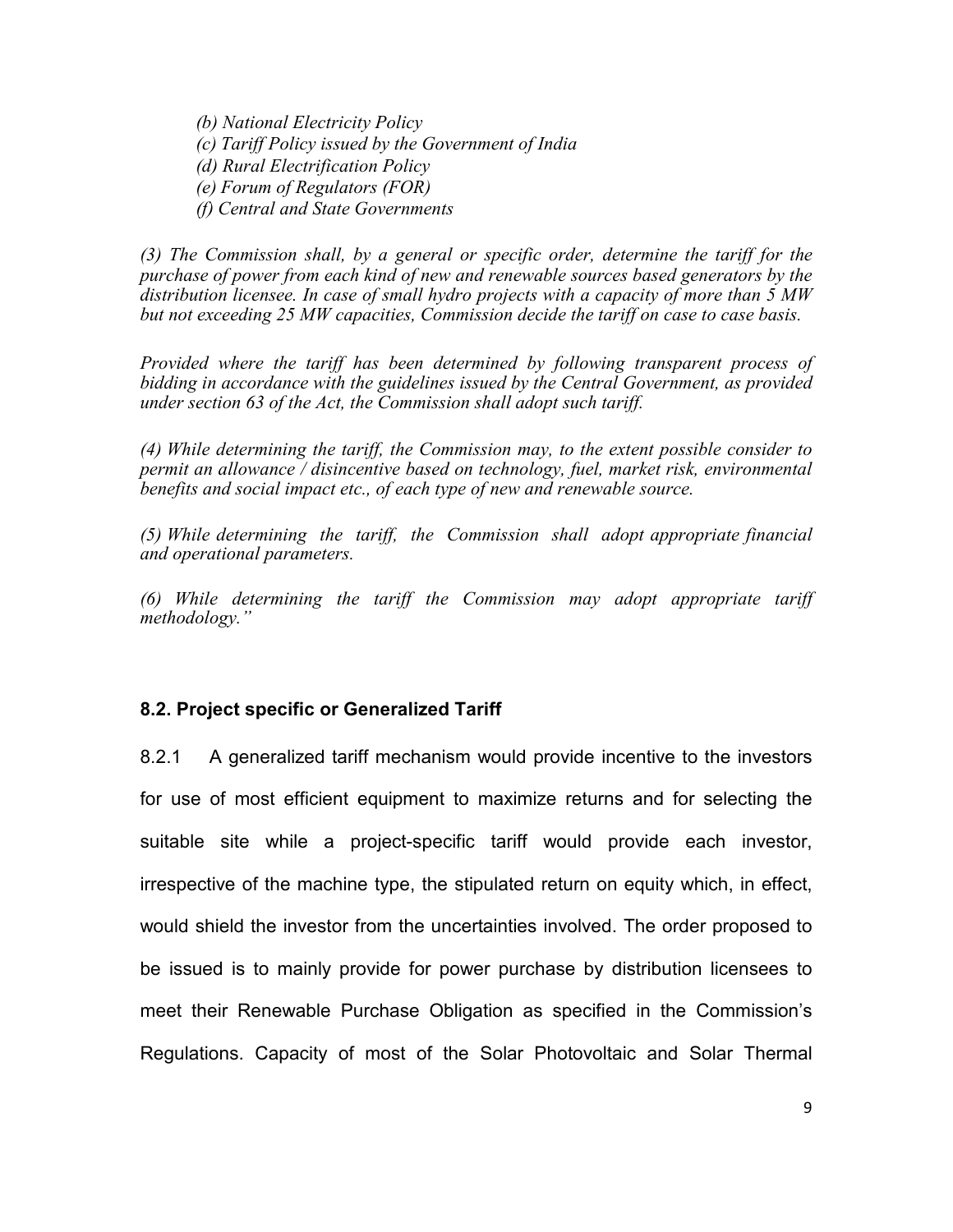*(b) National Electricity Policy*
*(c) Tariff Policy issued by the Government of India*
*(d) Rural Electrification Policy*
*(e) Forum of Regulators (FOR)*
*(f) Central and State Governments*

*(3) The Commission shall, by a general or specific order, determine the tariff for the purchase of power from each kind of new and renewable sources based generators by the distribution licensee. In case of small hydro projects with a capacity of more than 5 MW but not exceeding 25 MW capacities, Commission decide the tariff on case to case basis.*

*Provided where the tariff has been determined by following transparent process of bidding in accordance with the guidelines issued by the Central Government, as provided under section 63 of the Act, the Commission shall adopt such tariff.*

*(4) While determining the tariff, the Commission may, to the extent possible consider to permit an allowance / disincentive based on technology, fuel, market risk, environmental benefits and social impact etc., of each type of new and renewable source.*

*(5) While determining the tariff, the Commission shall adopt appropriate financial and operational parameters.*

*(6) While determining the tariff the Commission may adopt appropriate tariff methodology."*

### 8.2. Project specific or Generalized Tariff

8.2.1 A generalized tariff mechanism would provide incentive to the investors for use of most efficient equipment to maximize returns and for selecting the suitable site while a project-specific tariff would provide each investor, irrespective of the machine type, the stipulated return on equity which, in effect, would shield the investor from the uncertainties involved. The order proposed to be issued is to mainly provide for power purchase by distribution licensees to meet their Renewable Purchase Obligation as specified in the Commission's Regulations. Capacity of most of the Solar Photovoltaic and Solar Thermal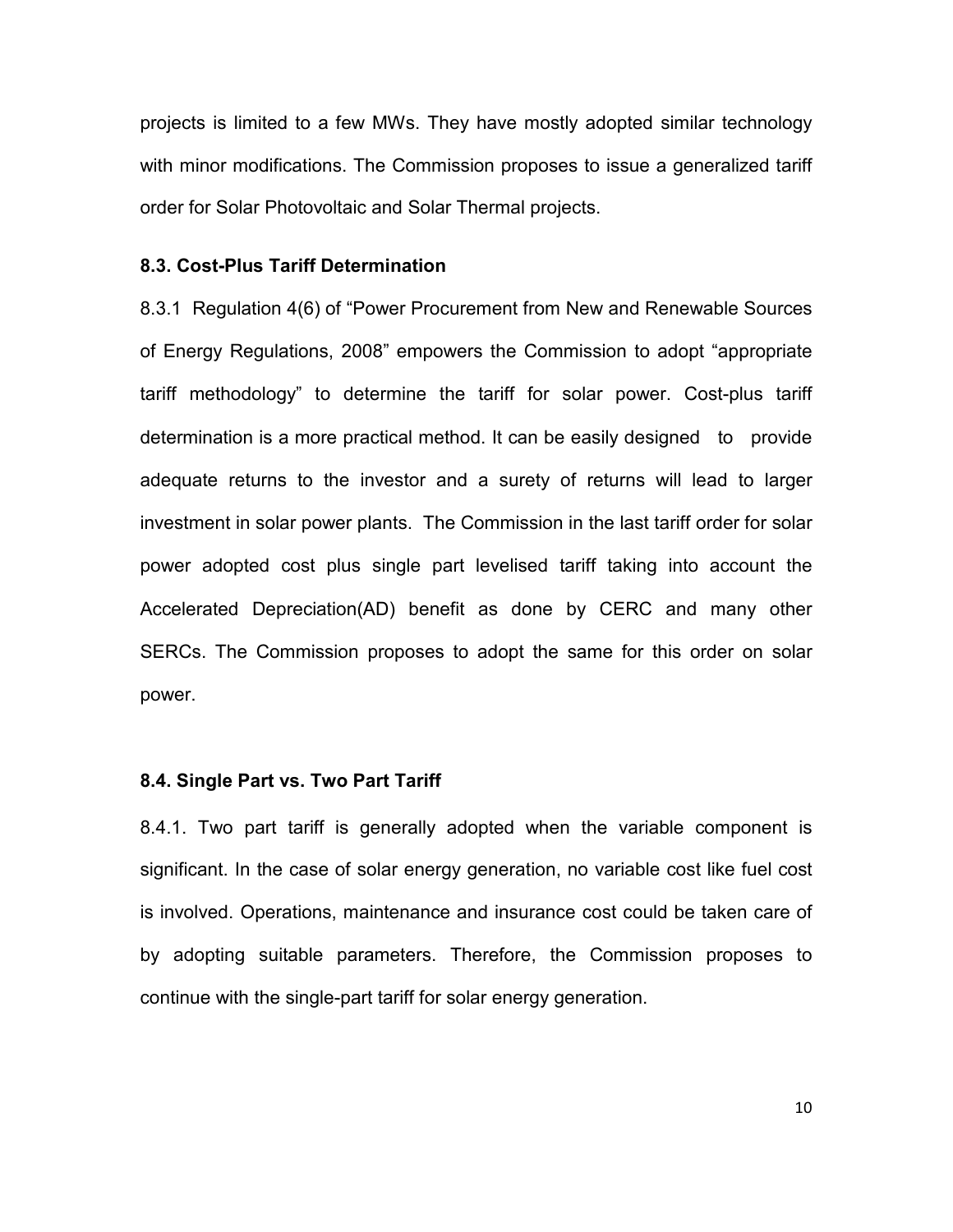projects is limited to a few MWs. They have mostly adopted similar technology with minor modifications. The Commission proposes to issue a generalized tariff order for Solar Photovoltaic and Solar Thermal projects.

### 8.3. Cost-Plus Tariff Determination

8.3.1 Regulation 4(6) of "Power Procurement from New and Renewable Sources of Energy Regulations, 2008" empowers the Commission to adopt "appropriate tariff methodology" to determine the tariff for solar power. Cost-plus tariff determination is a more practical method. It can be easily designed to provide adequate returns to the investor and a surety of returns will lead to larger investment in solar power plants. The Commission in the last tariff order for solar power adopted cost plus single part levelised tariff taking into account the Accelerated Depreciation(AD) benefit as done by CERC and many other SERCs. The Commission proposes to adopt the same for this order on solar power.

### 8.4. Single Part vs. Two Part Tariff

8.4.1. Two part tariff is generally adopted when the variable component is significant. In the case of solar energy generation, no variable cost like fuel cost is involved. Operations, maintenance and insurance cost could be taken care of by adopting suitable parameters. Therefore, the Commission proposes to continue with the single-part tariff for solar energy generation.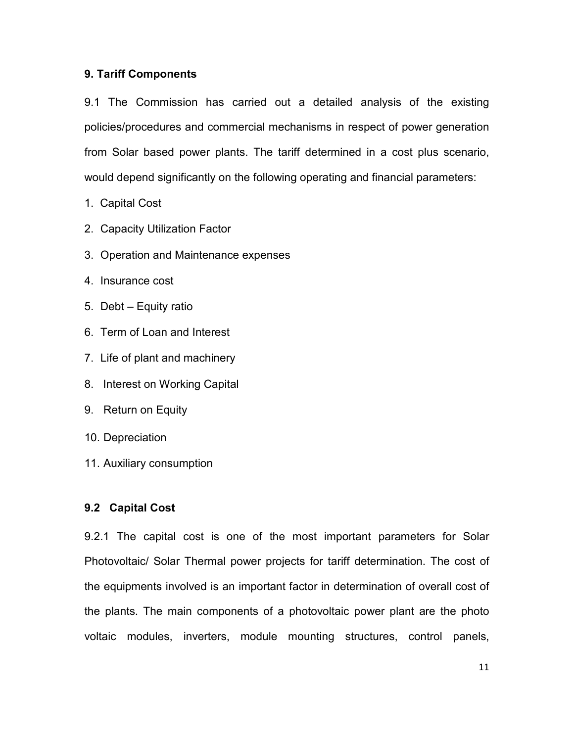### 9. Tariff Components

9.1 The Commission has carried out a detailed analysis of the existing policies/procedures and commercial mechanisms in respect of power generation from Solar based power plants. The tariff determined in a cost plus scenario, would depend significantly on the following operating and financial parameters:

1. Capital Cost
2. Capacity Utilization Factor
3. Operation and Maintenance expenses
4. Insurance cost
5. Debt – Equity ratio
6. Term of Loan and Interest
7. Life of plant and machinery
8. Interest on Working Capital
9. Return on Equity
10. Depreciation
11. Auxiliary consumption

### 9.2 Capital Cost

9.2.1 The capital cost is one of the most important parameters for Solar Photovoltaic/ Solar Thermal power projects for tariff determination. The cost of the equipments involved is an important factor in determination of overall cost of the plants. The main components of a photovoltaic power plant are the photo voltaic modules, inverters, module mounting structures, control panels,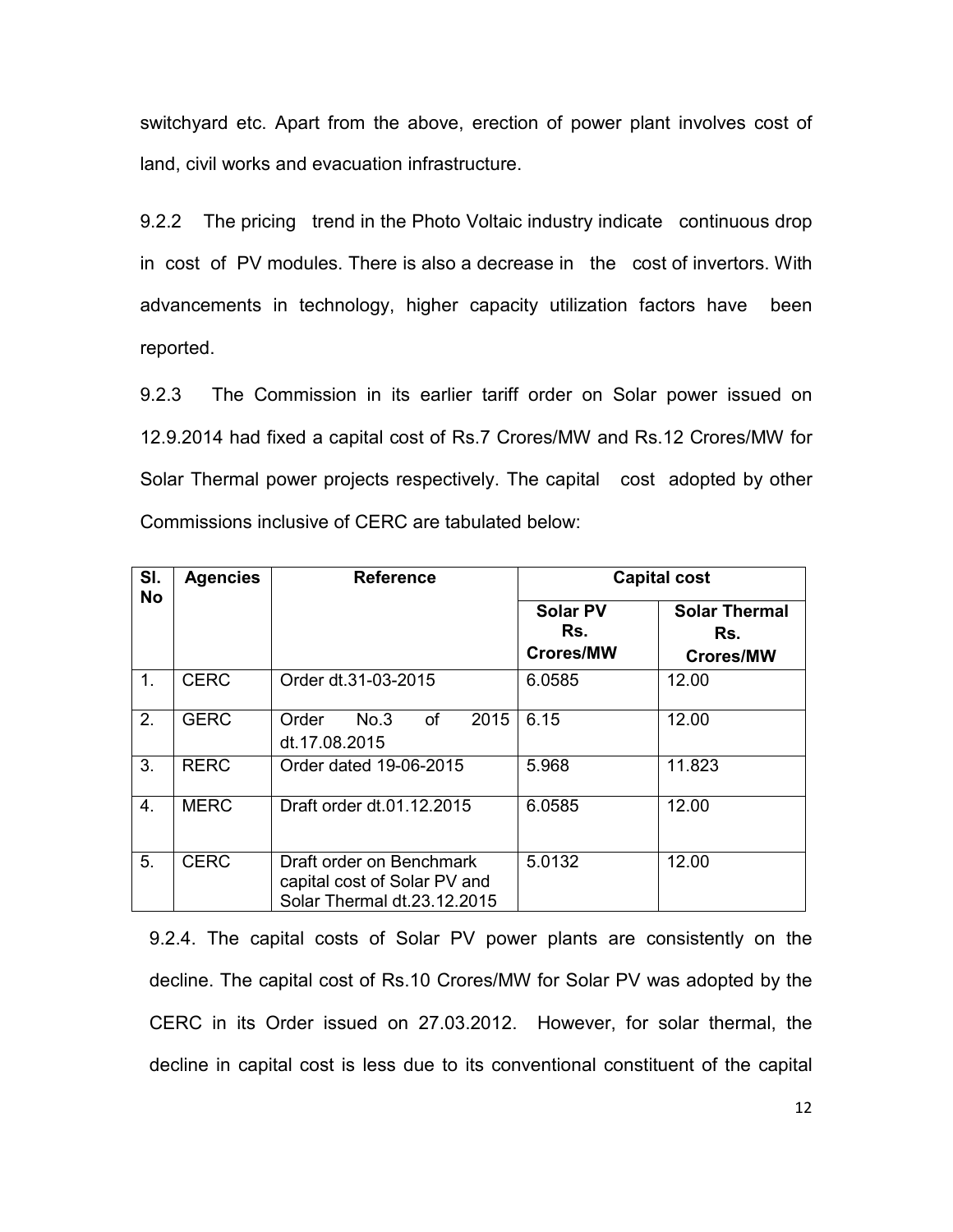switchyard etc. Apart from the above, erection of power plant involves cost of land, civil works and evacuation infrastructure.

9.2.2 The pricing trend in the Photo Voltaic industry indicate continuous drop in cost of PV modules. There is also a decrease in the cost of invertors. With advancements in technology, higher capacity utilization factors have been reported.

9.2.3 The Commission in its earlier tariff order on Solar power issued on 12.9.2014 had fixed a capital cost of Rs.7 Crores/MW and Rs.12 Crores/MW for Solar Thermal power projects respectively. The capital cost adopted by other Commissions inclusive of CERC are tabulated below:

| Sl. No | Agencies | Reference | Capital cost | |
|---|---|---|---|---|
| | | | Solar PV Rs. Crores/MW | Solar Thermal Rs. Crores/MW |
| 1. | CERC | Order dt.31-03-2015 | 6.0585 | 12.00 |
| 2. | GERC | Order No.3 of 2015 dt.17.08.2015 | 6.15 | 12.00 |
| 3. | RERC | Order dated 19-06-2015 | 5.968 | 11.823 |
| 4. | MERC | Draft order dt.01.12.2015 | 6.0585 | 12.00 |
| 5. | CERC | Draft order on Benchmark capital cost of Solar PV and Solar Thermal dt.23.12.2015 | 5.0132 | 12.00 |

9.2.4. The capital costs of Solar PV power plants are consistently on the decline. The capital cost of Rs.10 Crores/MW for Solar PV was adopted by the CERC in its Order issued on 27.03.2012. However, for solar thermal, the decline in capital cost is less due to its conventional constituent of the capital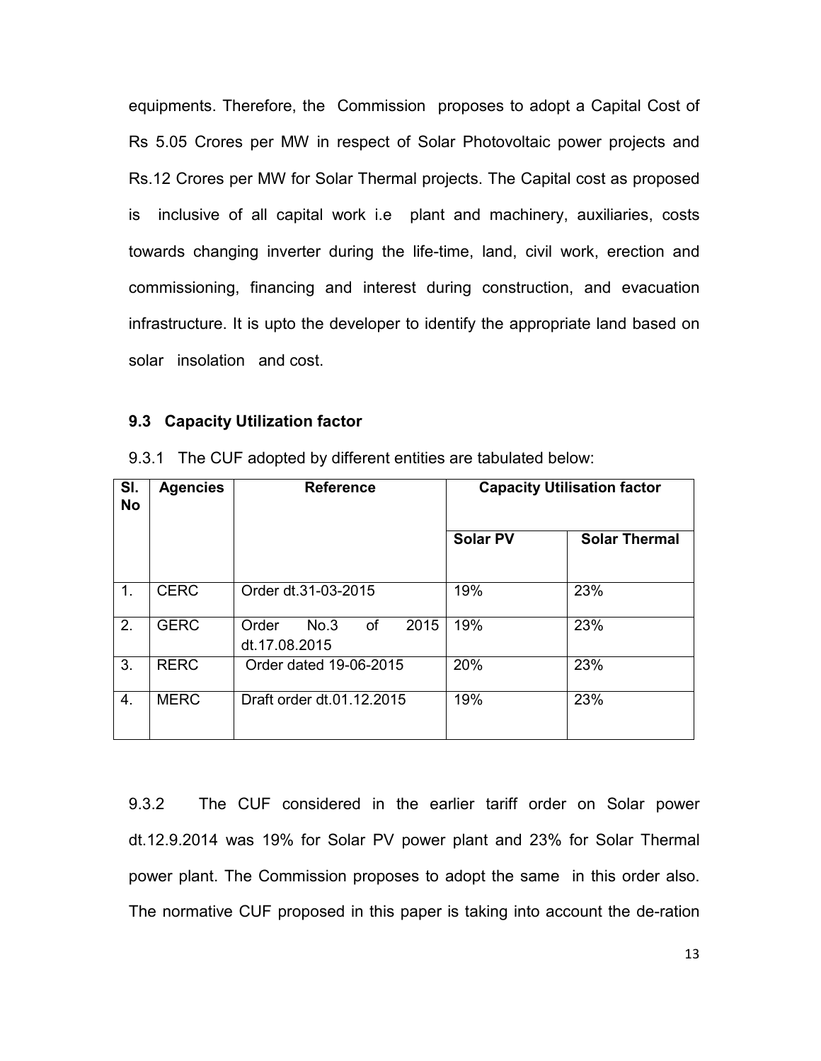equipments. Therefore, the Commission proposes to adopt a Capital Cost of Rs 5.05 Crores per MW in respect of Solar Photovoltaic power projects and Rs.12 Crores per MW for Solar Thermal projects. The Capital cost as proposed is inclusive of all capital work i.e plant and machinery, auxiliaries, costs towards changing inverter during the life-time, land, civil work, erection and commissioning, financing and interest during construction, and evacuation infrastructure. It is upto the developer to identify the appropriate land based on solar insolation and cost.

### 9.3 Capacity Utilization factor

9.3.1 The CUF adopted by different entities are tabulated below:

| Sl. No | Agencies | Reference | Capacity Utilisation factor | |
|---|---|---|---|---|
| | | | **Solar PV** | **Solar Thermal** |
| 1. | CERC | Order dt.31-03-2015 | 19% | 23% |
| 2. | GERC | Order No.3 of 2015 dt.17.08.2015 | 19% | 23% |
| 3. | RERC | Order dated 19-06-2015 | 20% | 23% |
| 4. | MERC | Draft order dt.01.12.2015 | 19% | 23% |

9.3.2 The CUF considered in the earlier tariff order on Solar power dt.12.9.2014 was 19% for Solar PV power plant and 23% for Solar Thermal power plant. The Commission proposes to adopt the same in this order also. The normative CUF proposed in this paper is taking into account the de-ration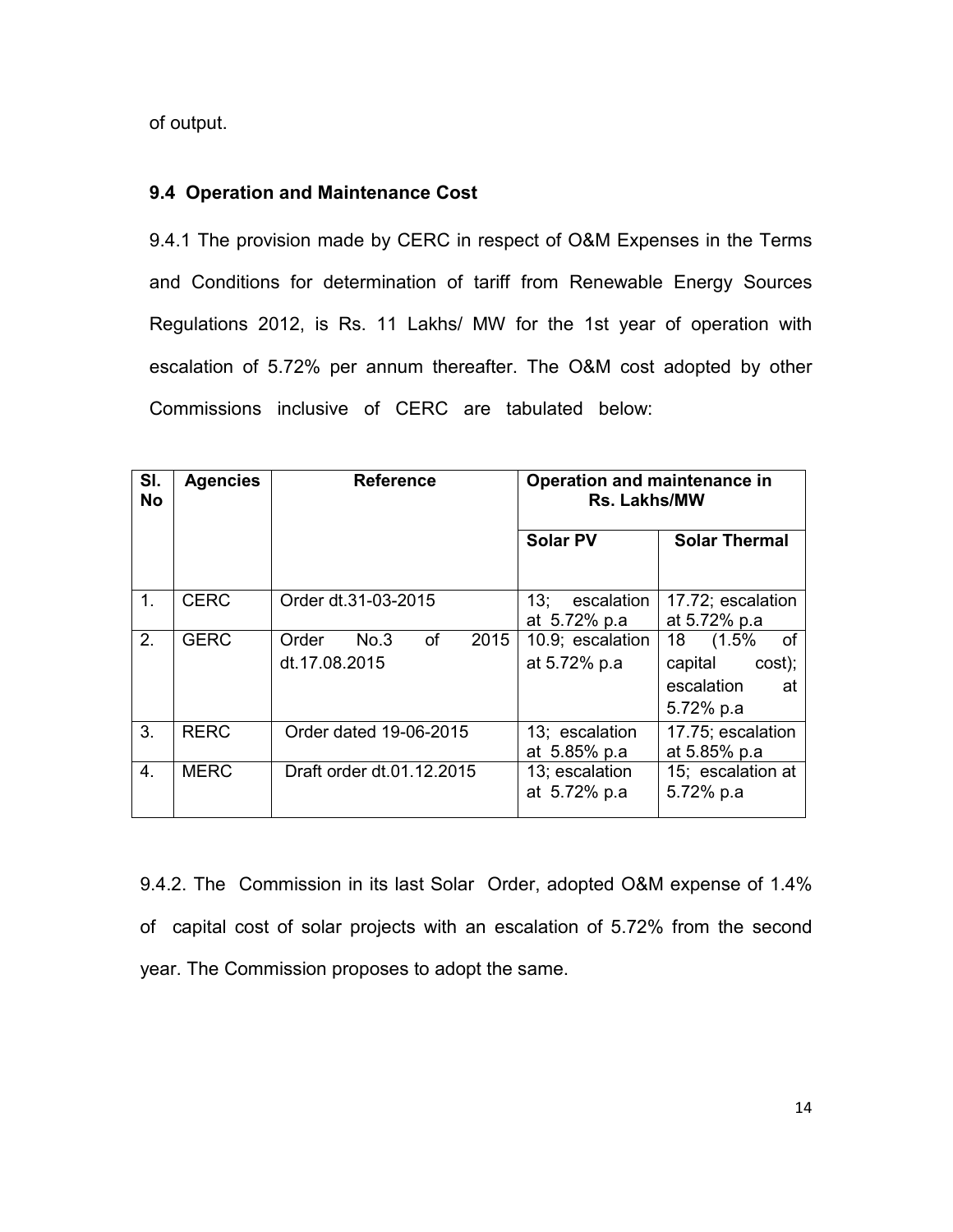of output.

### 9.4 Operation and Maintenance Cost

9.4.1 The provision made by CERC in respect of O&M Expenses in the Terms and Conditions for determination of tariff from Renewable Energy Sources Regulations 2012, is Rs. 11 Lakhs/ MW for the 1st year of operation with escalation of 5.72% per annum thereafter. The O&M cost adopted by other Commissions inclusive of CERC are tabulated below:

| Sl. No | Agencies | Reference | Operation and maintenance in Rs. Lakhs/MW | |
|---|---|---|---|---|
| | | | Solar PV | Solar Thermal |
| 1. | CERC | Order dt.31-03-2015 | 13; escalation at 5.72% p.a | 17.72; escalation at 5.72% p.a |
| 2. | GERC | Order No.3 of 2015 dt.17.08.2015 | 10.9; escalation at 5.72% p.a | 18 (1.5% of capital cost); escalation at 5.72% p.a |
| 3. | RERC | Order dated 19-06-2015 | 13; escalation at 5.85% p.a | 17.75; escalation at 5.85% p.a |
| 4. | MERC | Draft order dt.01.12.2015 | 13; escalation at 5.72% p.a | 15; escalation at 5.72% p.a |

9.4.2. The Commission in its last Solar Order, adopted O&M expense of 1.4% of capital cost of solar projects with an escalation of 5.72% from the second year. The Commission proposes to adopt the same.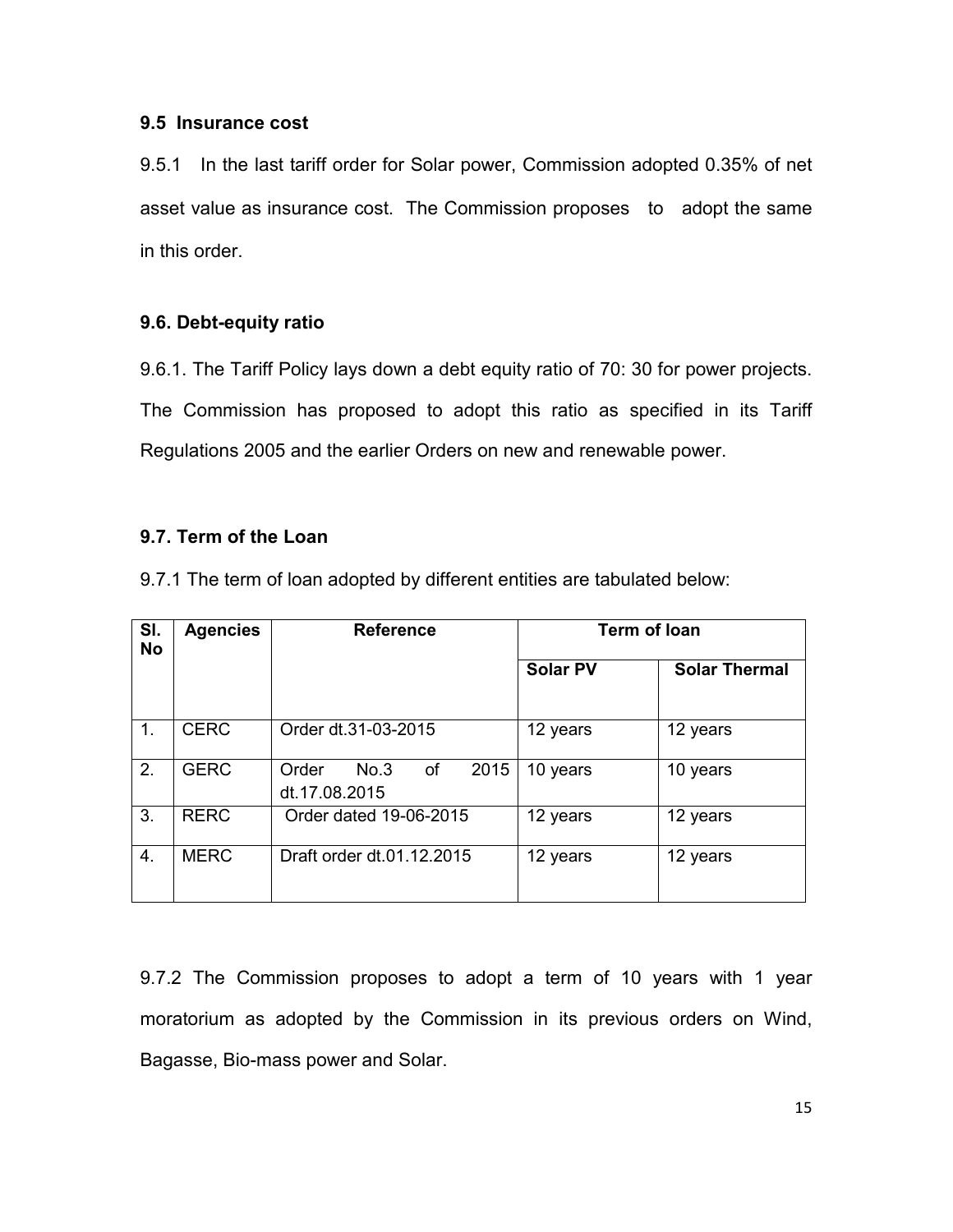### 9.5 Insurance cost

9.5.1 In the last tariff order for Solar power, Commission adopted 0.35% of net asset value as insurance cost. The Commission proposes to adopt the same in this order.

### 9.6. Debt-equity ratio

9.6.1. The Tariff Policy lays down a debt equity ratio of 70: 30 for power projects. The Commission has proposed to adopt this ratio as specified in its Tariff Regulations 2005 and the earlier Orders on new and renewable power.

### 9.7. Term of the Loan

9.7.1 The term of loan adopted by different entities are tabulated below:

| Sl. No | Agencies | Reference | Term of loan | |
|---|---|---|---|---|
| | | | Solar PV | Solar Thermal |
| 1. | CERC | Order dt.31-03-2015 | 12 years | 12 years |
| 2. | GERC | Order No.3 of 2015 dt.17.08.2015 | 10 years | 10 years |
| 3. | RERC | Order dated 19-06-2015 | 12 years | 12 years |
| 4. | MERC | Draft order dt.01.12.2015 | 12 years | 12 years |

9.7.2 The Commission proposes to adopt a term of 10 years with 1 year moratorium as adopted by the Commission in its previous orders on Wind, Bagasse, Bio-mass power and Solar.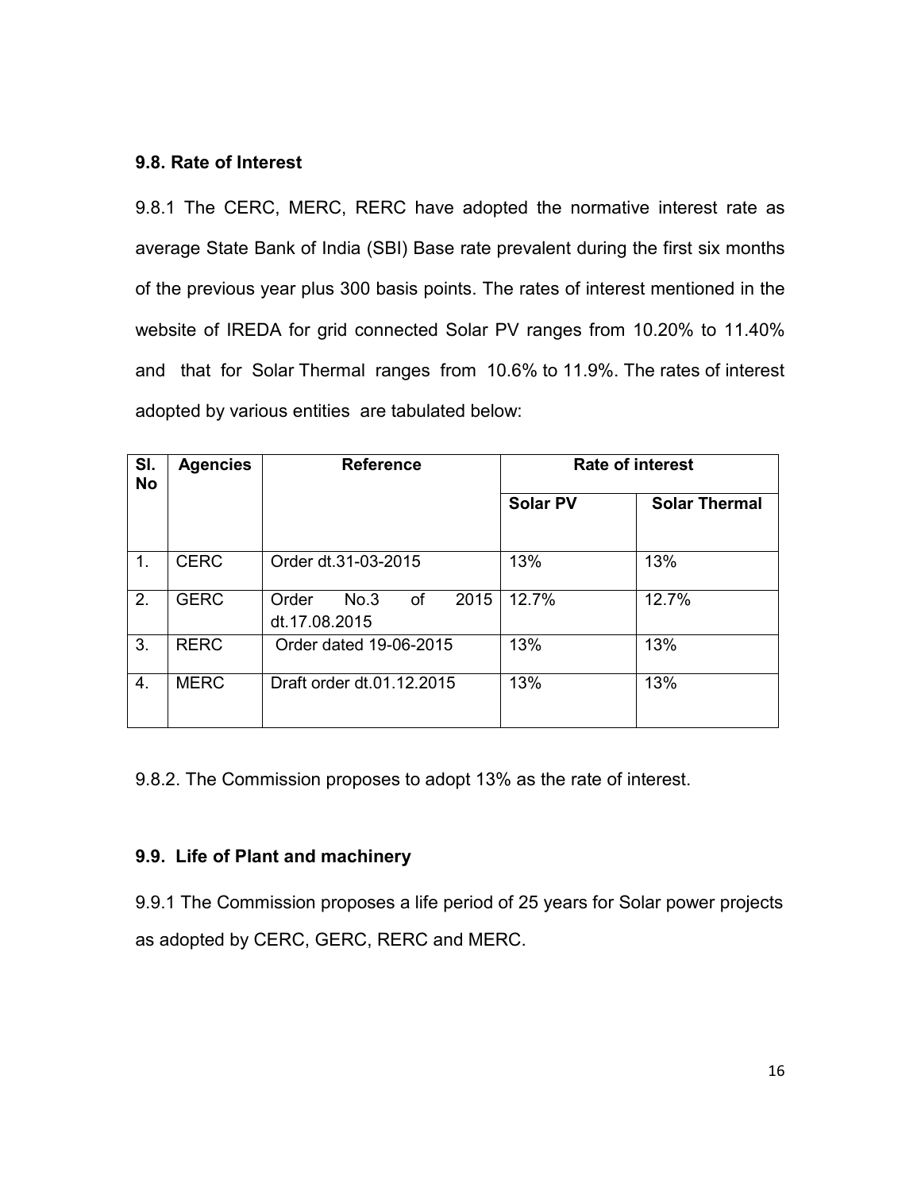### 9.8. Rate of Interest

9.8.1 The CERC, MERC, RERC have adopted the normative interest rate as average State Bank of India (SBI) Base rate prevalent during the first six months of the previous year plus 300 basis points. The rates of interest mentioned in the website of IREDA for grid connected Solar PV ranges from 10.20% to 11.40% and that for Solar Thermal ranges from 10.6% to 11.9%. The rates of interest adopted by various entities are tabulated below:

| Sl. No | Agencies | Reference | Rate of interest | |
|---|---|---|---|---|
| | | | Solar PV | Solar Thermal |
| 1. | CERC | Order dt.31-03-2015 | 13% | 13% |
| 2. | GERC | Order No.3 of 2015 dt.17.08.2015 | 12.7% | 12.7% |
| 3. | RERC | Order dated 19-06-2015 | 13% | 13% |
| 4. | MERC | Draft order dt.01.12.2015 | 13% | 13% |

9.8.2. The Commission proposes to adopt 13% as the rate of interest.

### 9.9. Life of Plant and machinery

9.9.1 The Commission proposes a life period of 25 years for Solar power projects as adopted by CERC, GERC, RERC and MERC.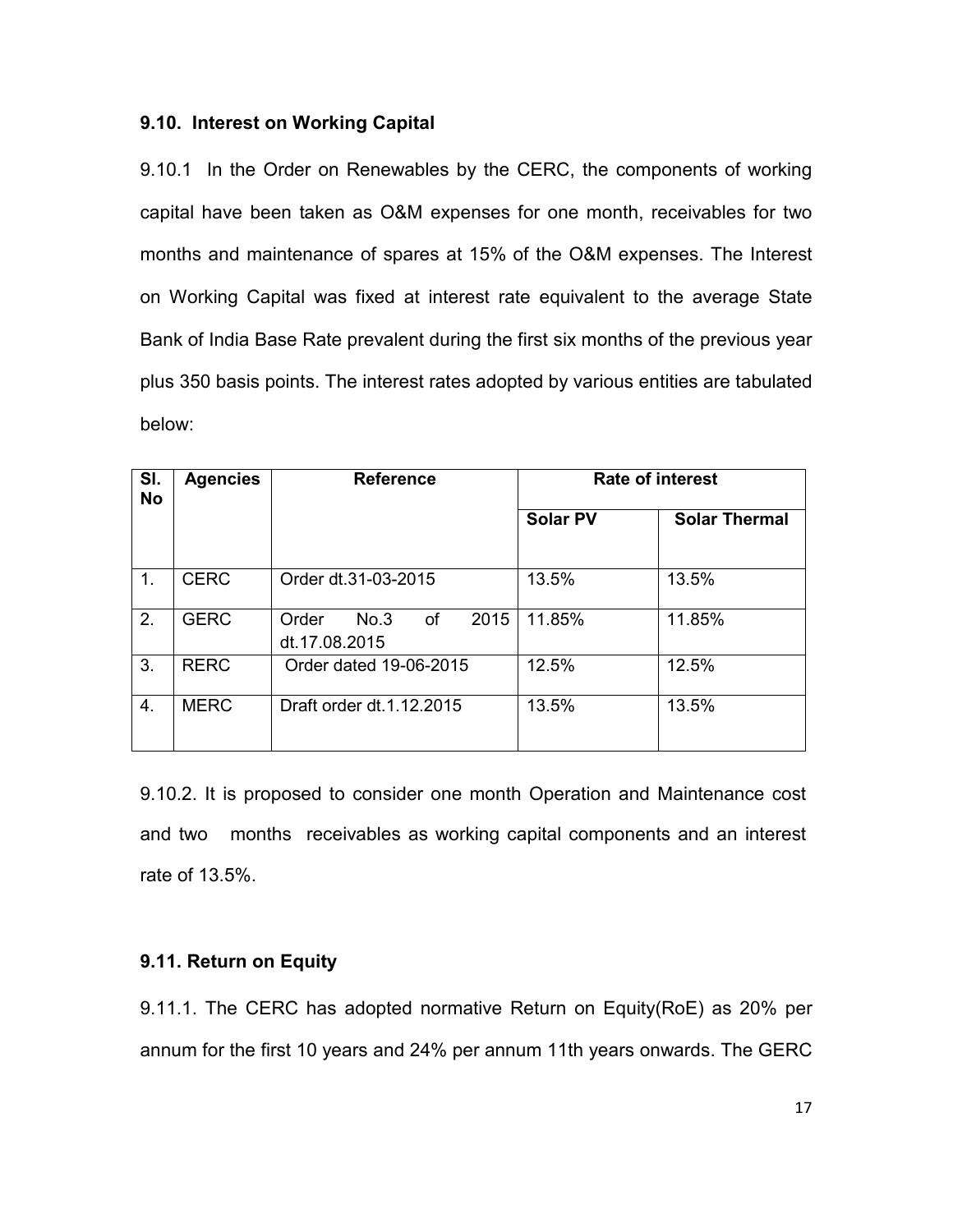### 9.10. Interest on Working Capital

9.10.1 In the Order on Renewables by the CERC, the components of working capital have been taken as O&M expenses for one month, receivables for two months and maintenance of spares at 15% of the O&M expenses. The Interest on Working Capital was fixed at interest rate equivalent to the average State Bank of India Base Rate prevalent during the first six months of the previous year plus 350 basis points. The interest rates adopted by various entities are tabulated below:

| Sl. No | Agencies | Reference | Rate of interest | |
|---|---|---|---|---|
| | | | **Solar PV** | **Solar Thermal** |
| 1. | CERC | Order dt.31-03-2015 | 13.5% | 13.5% |
| 2. | GERC | Order No.3 of 2015 dt.17.08.2015 | 11.85% | 11.85% |
| 3. | RERC | Order dated 19-06-2015 | 12.5% | 12.5% |
| 4. | MERC | Draft order dt.1.12.2015 | 13.5% | 13.5% |

9.10.2. It is proposed to consider one month Operation and Maintenance cost and two months receivables as working capital components and an interest rate of 13.5%.

### 9.11. Return on Equity

9.11.1. The CERC has adopted normative Return on Equity(RoE) as 20% per annum for the first 10 years and 24% per annum 11th years onwards. The GERC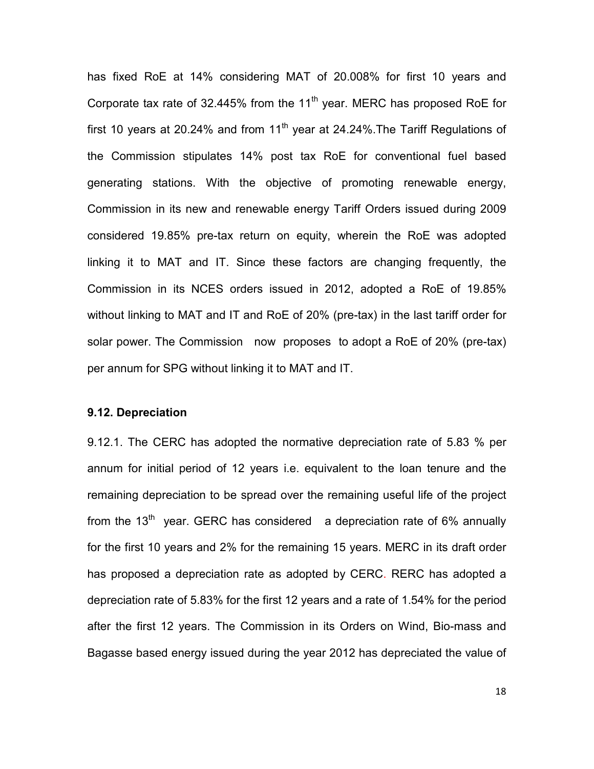has fixed RoE at 14% considering MAT of 20.008% for first 10 years and Corporate tax rate of 32.445% from the 11th year. MERC has proposed RoE for first 10 years at 20.24% and from 11th year at 24.24%.The Tariff Regulations of the Commission stipulates 14% post tax RoE for conventional fuel based generating stations. With the objective of promoting renewable energy, Commission in its new and renewable energy Tariff Orders issued during 2009 considered 19.85% pre-tax return on equity, wherein the RoE was adopted linking it to MAT and IT. Since these factors are changing frequently, the Commission in its NCES orders issued in 2012, adopted a RoE of 19.85% without linking to MAT and IT and RoE of 20% (pre-tax) in the last tariff order for solar power. The Commission now proposes to adopt a RoE of 20% (pre-tax) per annum for SPG without linking it to MAT and IT.

**9.12. Depreciation**

9.12.1. The CERC has adopted the normative depreciation rate of 5.83 % per annum for initial period of 12 years i.e. equivalent to the loan tenure and the remaining depreciation to be spread over the remaining useful life of the project from the 13th year. GERC has considered a depreciation rate of 6% annually for the first 10 years and 2% for the remaining 15 years. MERC in its draft order has proposed a depreciation rate as adopted by CERC. RERC has adopted a depreciation rate of 5.83% for the first 12 years and a rate of 1.54% for the period after the first 12 years. The Commission in its Orders on Wind, Bio-mass and Bagasse based energy issued during the year 2012 has depreciated the value of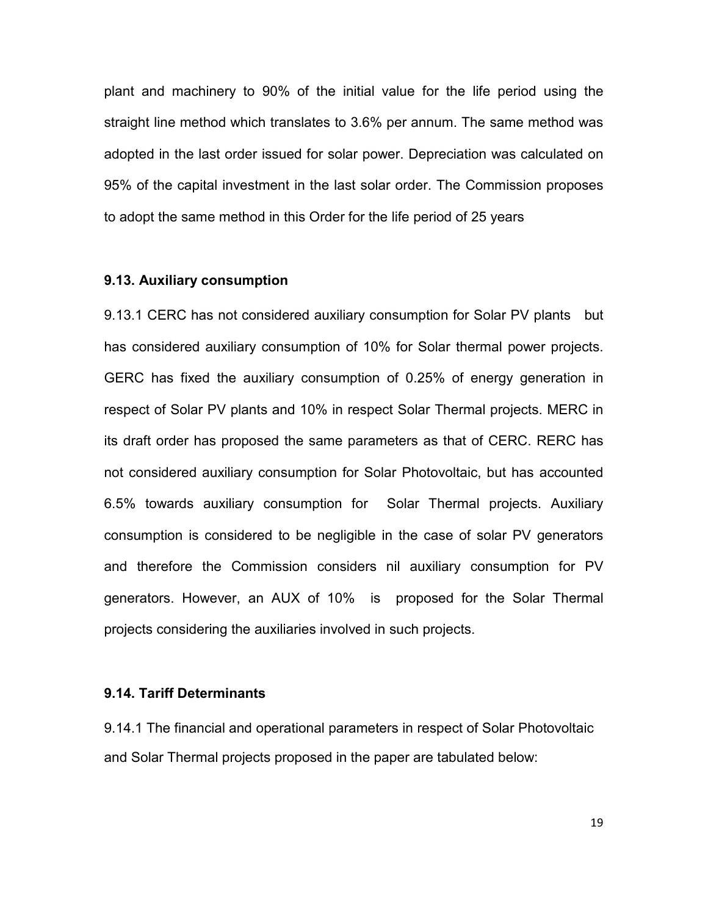plant and machinery to 90% of the initial value for the life period using the straight line method which translates to 3.6% per annum. The same method was adopted in the last order issued for solar power. Depreciation was calculated on 95% of the capital investment in the last solar order. The Commission proposes to adopt the same method in this Order for the life period of 25 years

### 9.13. Auxiliary consumption

9.13.1 CERC has not considered auxiliary consumption for Solar PV plants but has considered auxiliary consumption of 10% for Solar thermal power projects. GERC has fixed the auxiliary consumption of 0.25% of energy generation in respect of Solar PV plants and 10% in respect Solar Thermal projects. MERC in its draft order has proposed the same parameters as that of CERC. RERC has not considered auxiliary consumption for Solar Photovoltaic, but has accounted 6.5% towards auxiliary consumption for Solar Thermal projects. Auxiliary consumption is considered to be negligible in the case of solar PV generators and therefore the Commission considers nil auxiliary consumption for PV generators. However, an AUX of 10% is proposed for the Solar Thermal projects considering the auxiliaries involved in such projects.

### 9.14. Tariff Determinants

9.14.1 The financial and operational parameters in respect of Solar Photovoltaic and Solar Thermal projects proposed in the paper are tabulated below: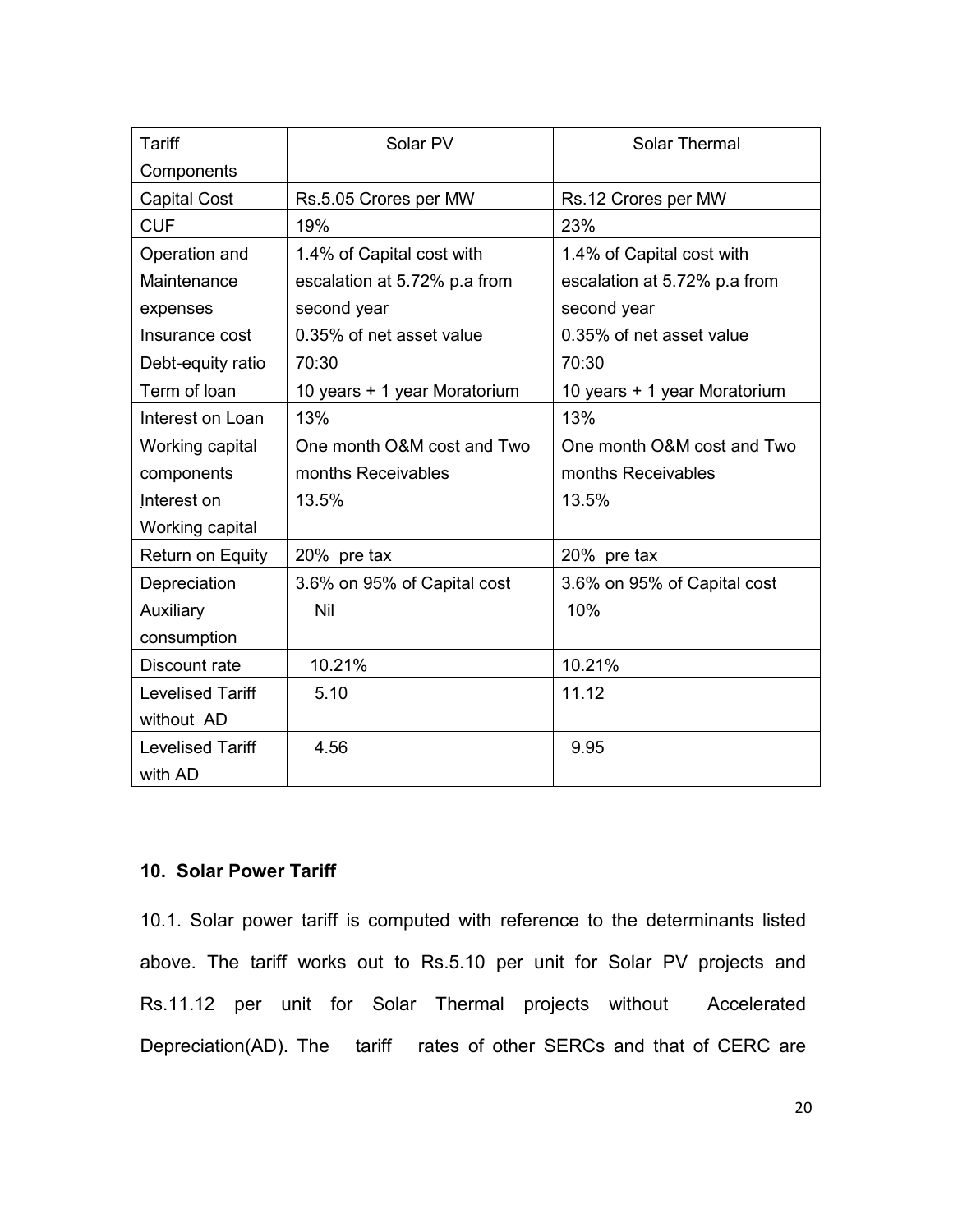| Tariff Components | Solar PV | Solar Thermal |
|---|---|---|
| Capital Cost | Rs.5.05 Crores per MW | Rs.12 Crores per MW |
| CUF | 19% | 23% |
| Operation and Maintenance expenses | 1.4% of Capital cost with escalation at 5.72% p.a from second year | 1.4% of Capital cost with escalation at 5.72% p.a from second year |
| Insurance cost | 0.35% of net asset value | 0.35% of net asset value |
| Debt-equity ratio | 70:30 | 70:30 |
| Term of loan | 10 years + 1 year Moratorium | 10 years + 1 year Moratorium |
| Interest on Loan | 13% | 13% |
| Working capital components | One month O&M cost and Two months Receivables | One month O&M cost and Two months Receivables |
| Interest on Working capital | 13.5% | 13.5% |
| Return on Equity | 20% pre tax | 20% pre tax |
| Depreciation | 3.6% on 95% of Capital cost | 3.6% on 95% of Capital cost |
| Auxiliary consumption | Nil | 10% |
| Discount rate | 10.21% | 10.21% |
| Levelised Tariff without AD | 5.10 | 11.12 |
| Levelised Tariff with AD | 4.56 | 9.95 |

## 10. Solar Power Tariff

10.1. Solar power tariff is computed with reference to the determinants listed above. The tariff works out to Rs.5.10 per unit for Solar PV projects and Rs.11.12 per unit for Solar Thermal projects without Accelerated Depreciation(AD). The tariff rates of other SERCs and that of CERC are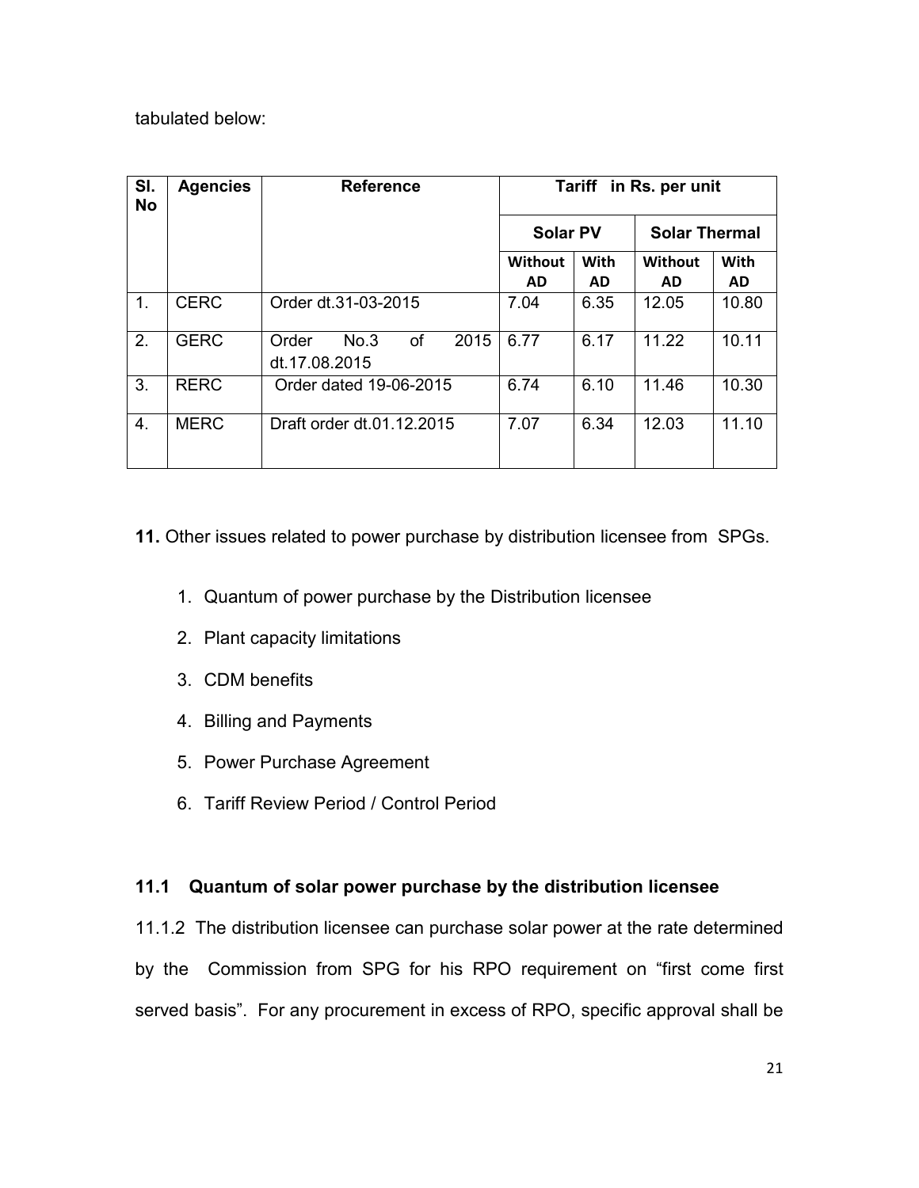tabulated below:

| Sl. No | Agencies | Reference | Tariff in Rs. per unit | | | |
|---|---|---|---|---|---|---|
| | | | Solar PV | | Solar Thermal | |
| | | | Without AD | With AD | Without AD | With AD |
| 1. | CERC | Order dt.31-03-2015 | 7.04 | 6.35 | 12.05 | 10.80 |
| 2. | GERC | Order No.3 of 2015 dt.17.08.2015 | 6.77 | 6.17 | 11.22 | 10.11 |
| 3. | RERC | Order dated 19-06-2015 | 6.74 | 6.10 | 11.46 | 10.30 |
| 4. | MERC | Draft order dt.01.12.2015 | 7.07 | 6.34 | 12.03 | 11.10 |

**11.** Other issues related to power purchase by distribution licensee from SPGs.

1. Quantum of power purchase by the Distribution licensee
2. Plant capacity limitations
3. CDM benefits
4. Billing and Payments
5. Power Purchase Agreement
6. Tariff Review Period / Control Period

### 11.1 Quantum of solar power purchase by the distribution licensee

11.1.2 The distribution licensee can purchase solar power at the rate determined by the Commission from SPG for his RPO requirement on "first come first served basis". For any procurement in excess of RPO, specific approval shall be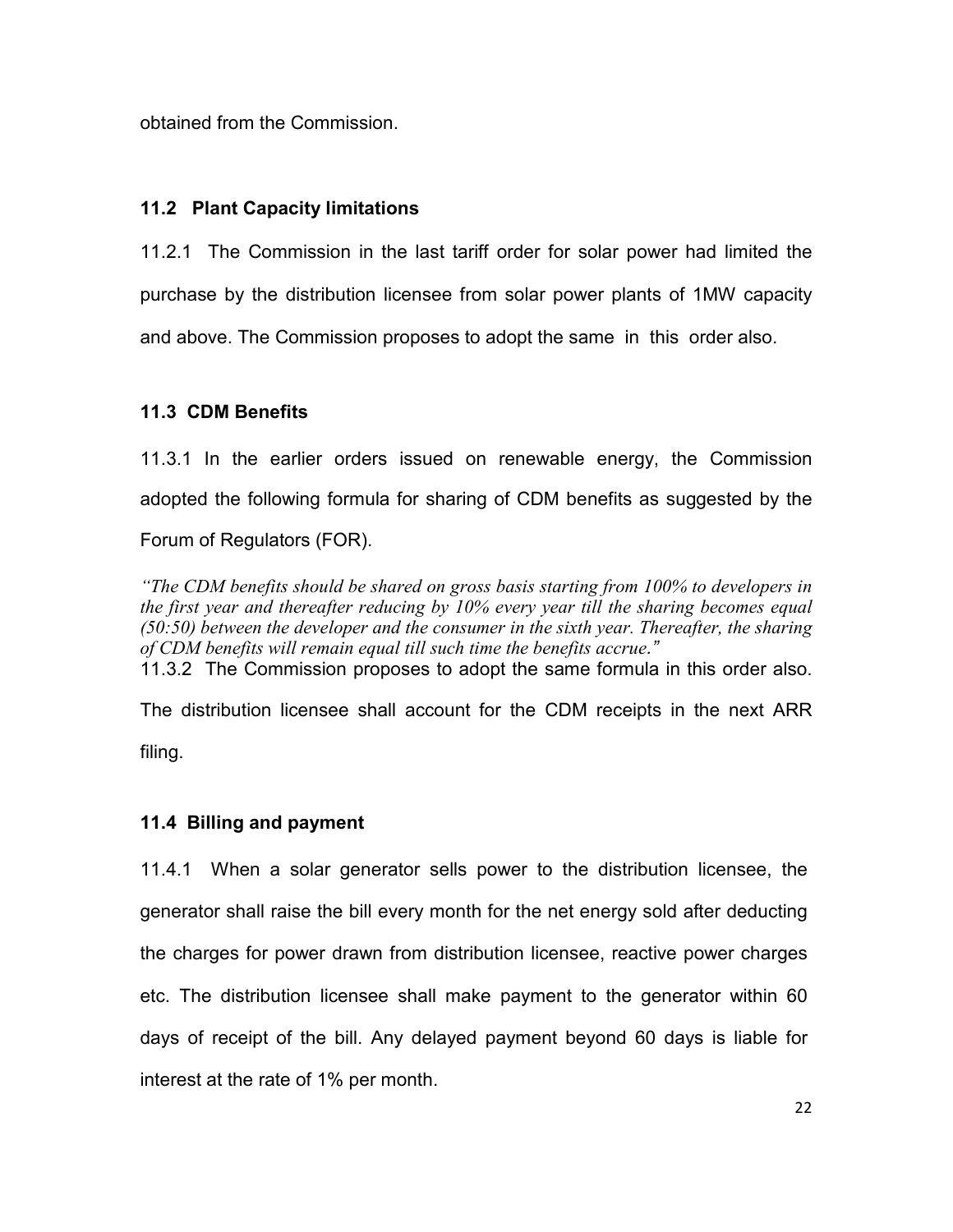obtained from the Commission.

### 11.2 Plant Capacity limitations

11.2.1 The Commission in the last tariff order for solar power had limited the purchase by the distribution licensee from solar power plants of 1MW capacity and above. The Commission proposes to adopt the same in this order also.

### 11.3 CDM Benefits

11.3.1 In the earlier orders issued on renewable energy, the Commission adopted the following formula for sharing of CDM benefits as suggested by the Forum of Regulators (FOR).

*"The CDM benefits should be shared on gross basis starting from 100% to developers in the first year and thereafter reducing by 10% every year till the sharing becomes equal (50:50) between the developer and the consumer in the sixth year. Thereafter, the sharing of CDM benefits will remain equal till such time the benefits accrue."*

11.3.2 The Commission proposes to adopt the same formula in this order also. The distribution licensee shall account for the CDM receipts in the next ARR filing.

### 11.4 Billing and payment

11.4.1 When a solar generator sells power to the distribution licensee, the generator shall raise the bill every month for the net energy sold after deducting the charges for power drawn from distribution licensee, reactive power charges etc. The distribution licensee shall make payment to the generator within 60 days of receipt of the bill. Any delayed payment beyond 60 days is liable for interest at the rate of 1% per month.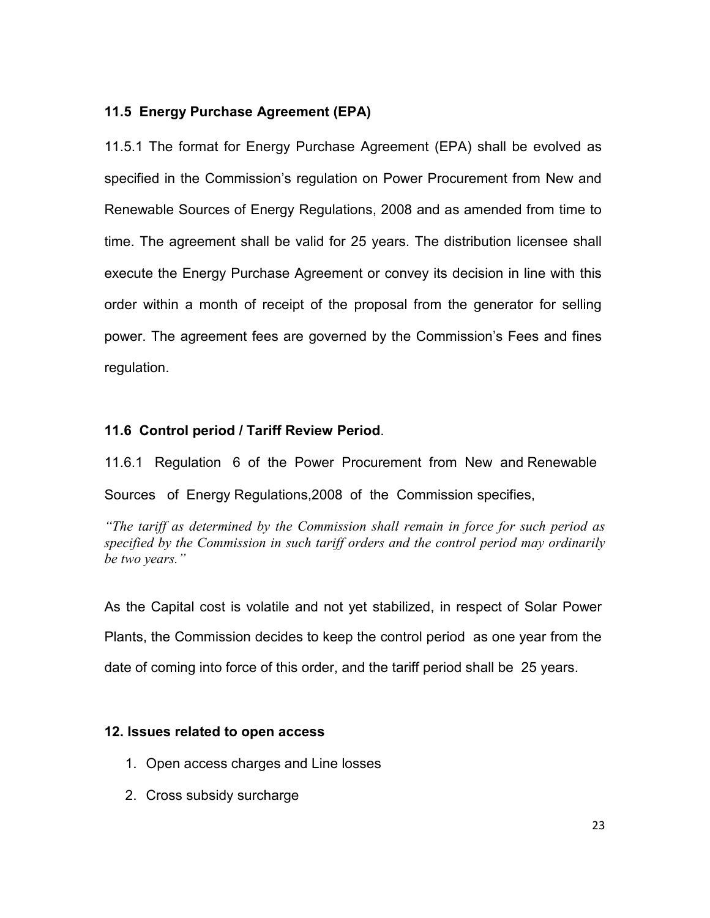### 11.5 Energy Purchase Agreement (EPA)

11.5.1 The format for Energy Purchase Agreement (EPA) shall be evolved as specified in the Commission's regulation on Power Procurement from New and Renewable Sources of Energy Regulations, 2008 and as amended from time to time. The agreement shall be valid for 25 years. The distribution licensee shall execute the Energy Purchase Agreement or convey its decision in line with this order within a month of receipt of the proposal from the generator for selling power. The agreement fees are governed by the Commission's Fees and fines regulation.

### 11.6 Control period / Tariff Review Period.

11.6.1 Regulation 6 of the Power Procurement from New and Renewable Sources of Energy Regulations,2008 of the Commission specifies,

*"The tariff as determined by the Commission shall remain in force for such period as specified by the Commission in such tariff orders and the control period may ordinarily be two years."*

As the Capital cost is volatile and not yet stabilized, in respect of Solar Power Plants, the Commission decides to keep the control period as one year from the date of coming into force of this order, and the tariff period shall be 25 years.

## 12. Issues related to open access

1. Open access charges and Line losses
2. Cross subsidy surcharge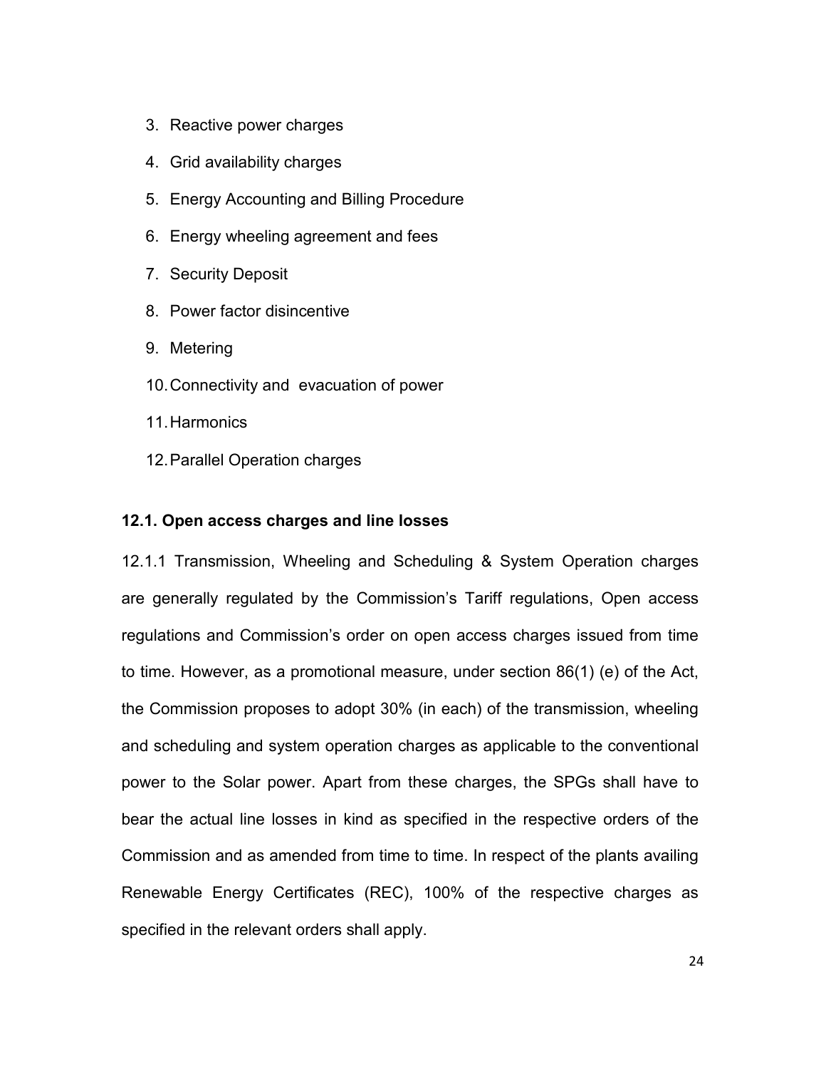3. Reactive power charges
4. Grid availability charges
5. Energy Accounting and Billing Procedure
6. Energy wheeling agreement and fees
7. Security Deposit
8. Power factor disincentive
9. Metering
10. Connectivity and evacuation of power
11. Harmonics
12. Parallel Operation charges

### 12.1. Open access charges and line losses

12.1.1 Transmission, Wheeling and Scheduling & System Operation charges are generally regulated by the Commission's Tariff regulations, Open access regulations and Commission's order on open access charges issued from time to time. However, as a promotional measure, under section 86(1) (e) of the Act, the Commission proposes to adopt 30% (in each) of the transmission, wheeling and scheduling and system operation charges as applicable to the conventional power to the Solar power. Apart from these charges, the SPGs shall have to bear the actual line losses in kind as specified in the respective orders of the Commission and as amended from time to time. In respect of the plants availing Renewable Energy Certificates (REC), 100% of the respective charges as specified in the relevant orders shall apply.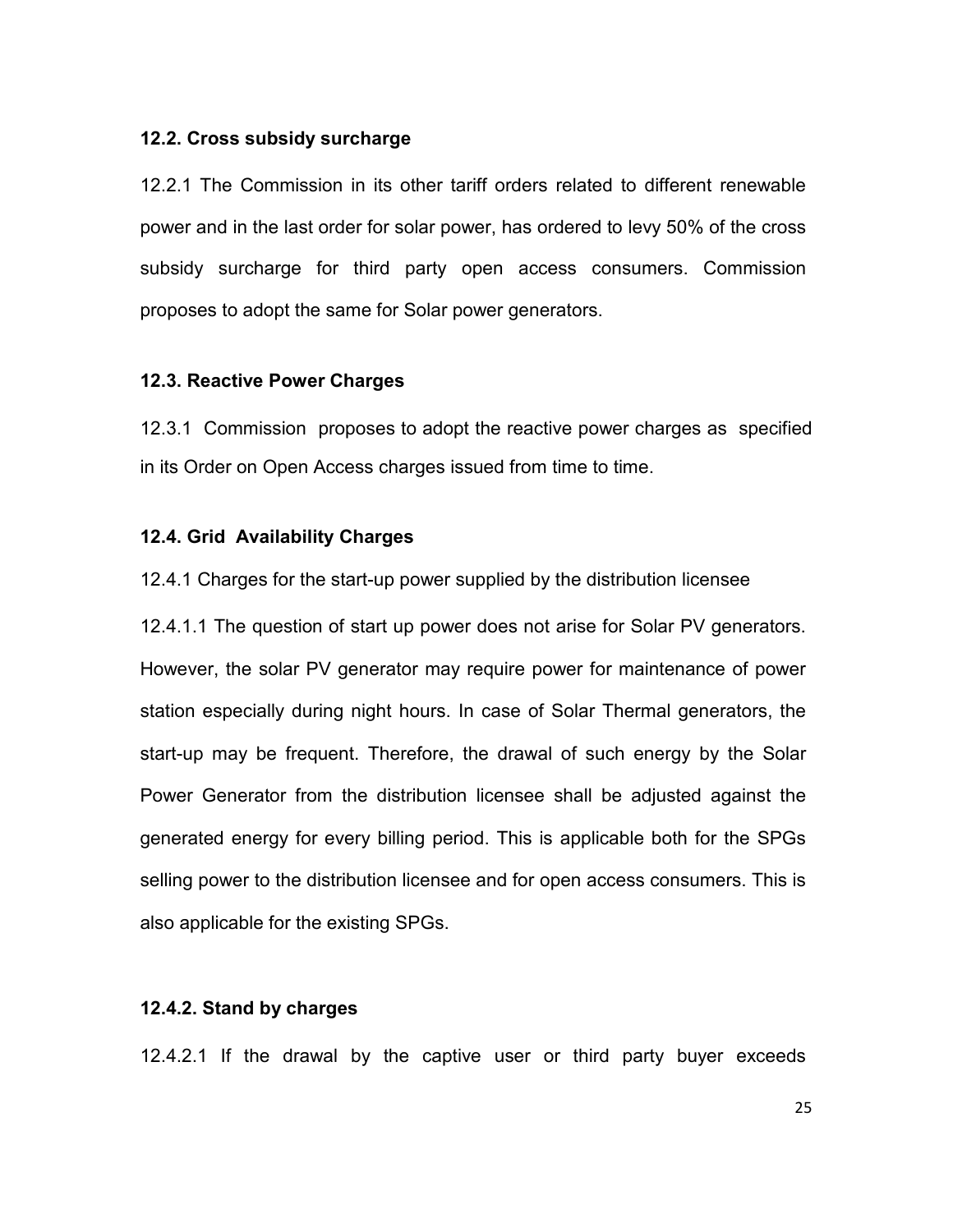### 12.2. Cross subsidy surcharge

12.2.1 The Commission in its other tariff orders related to different renewable power and in the last order for solar power, has ordered to levy 50% of the cross subsidy surcharge for third party open access consumers. Commission proposes to adopt the same for Solar power generators.

### 12.3. Reactive Power Charges

12.3.1 Commission proposes to adopt the reactive power charges as specified in its Order on Open Access charges issued from time to time.

### 12.4. Grid Availability Charges

12.4.1 Charges for the start-up power supplied by the distribution licensee

12.4.1.1 The question of start up power does not arise for Solar PV generators. However, the solar PV generator may require power for maintenance of power station especially during night hours. In case of Solar Thermal generators, the start-up may be frequent. Therefore, the drawal of such energy by the Solar Power Generator from the distribution licensee shall be adjusted against the generated energy for every billing period. This is applicable both for the SPGs selling power to the distribution licensee and for open access consumers. This is also applicable for the existing SPGs.

#### 12.4.2. Stand by charges

12.4.2.1 If the drawal by the captive user or third party buyer exceeds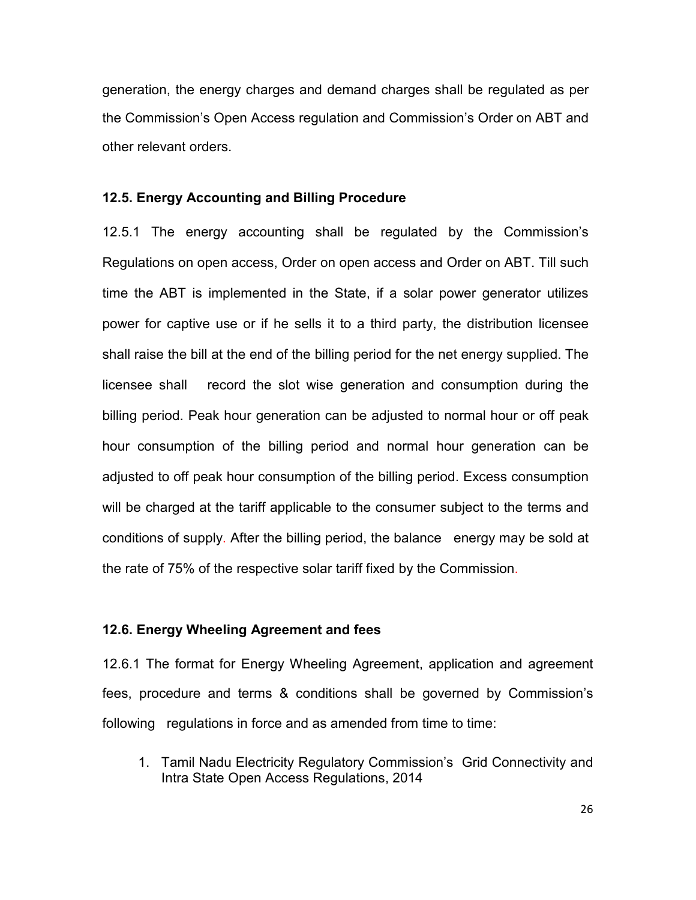generation, the energy charges and demand charges shall be regulated as per the Commission's Open Access regulation and Commission's Order on ABT and other relevant orders.

### 12.5. Energy Accounting and Billing Procedure

12.5.1 The energy accounting shall be regulated by the Commission's Regulations on open access, Order on open access and Order on ABT. Till such time the ABT is implemented in the State, if a solar power generator utilizes power for captive use or if he sells it to a third party, the distribution licensee shall raise the bill at the end of the billing period for the net energy supplied. The licensee shall record the slot wise generation and consumption during the billing period. Peak hour generation can be adjusted to normal hour or off peak hour consumption of the billing period and normal hour generation can be adjusted to off peak hour consumption of the billing period. Excess consumption will be charged at the tariff applicable to the consumer subject to the terms and conditions of supply. After the billing period, the balance energy may be sold at the rate of 75% of the respective solar tariff fixed by the Commission.

### 12.6. Energy Wheeling Agreement and fees

12.6.1 The format for Energy Wheeling Agreement, application and agreement fees, procedure and terms & conditions shall be governed by Commission's following regulations in force and as amended from time to time:

1. Tamil Nadu Electricity Regulatory Commission's Grid Connectivity and Intra State Open Access Regulations, 2014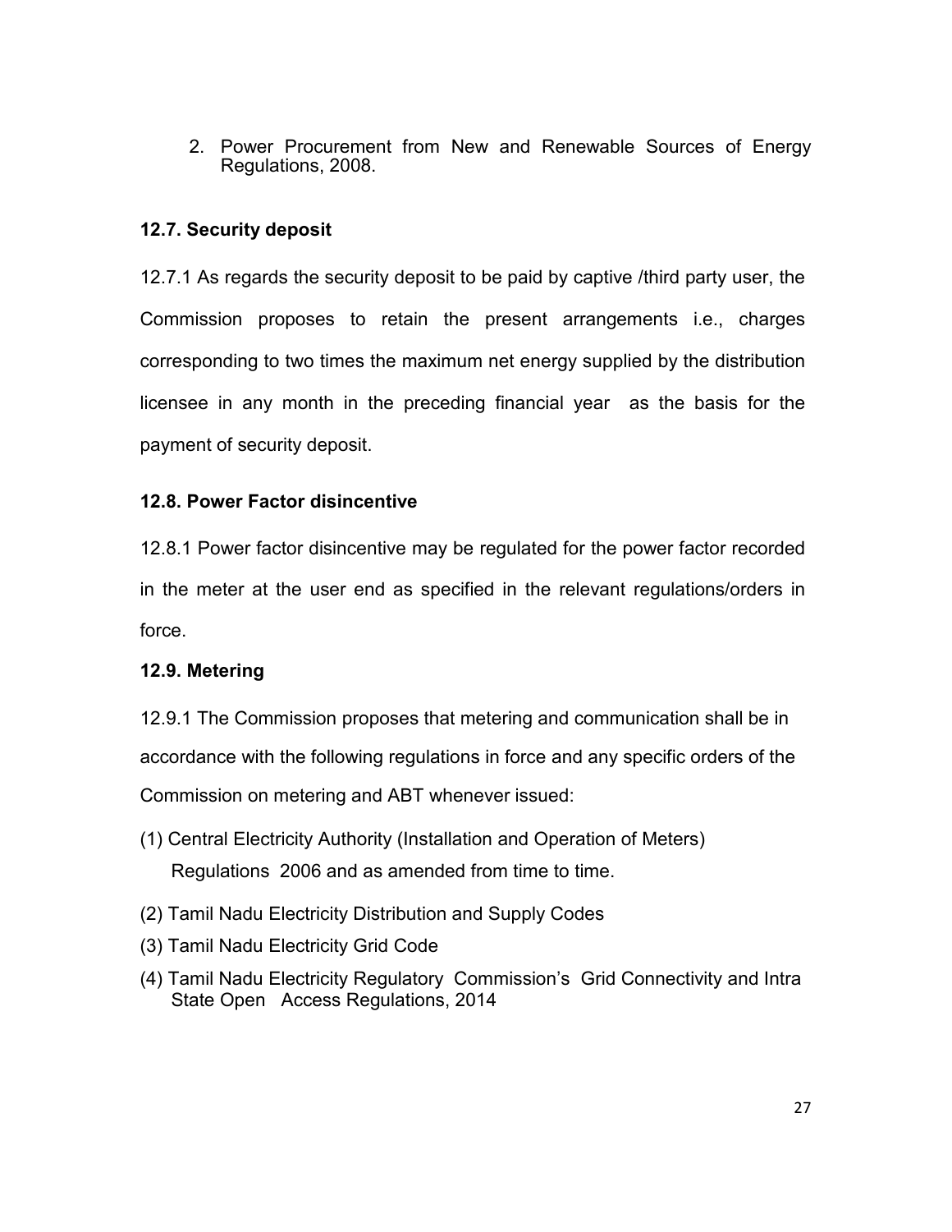2. Power Procurement from New and Renewable Sources of Energy Regulations, 2008.

### 12.7. Security deposit

12.7.1 As regards the security deposit to be paid by captive /third party user, the Commission proposes to retain the present arrangements i.e., charges corresponding to two times the maximum net energy supplied by the distribution licensee in any month in the preceding financial year as the basis for the payment of security deposit.

### 12.8. Power Factor disincentive

12.8.1 Power factor disincentive may be regulated for the power factor recorded in the meter at the user end as specified in the relevant regulations/orders in force.

### 12.9. Metering

12.9.1 The Commission proposes that metering and communication shall be in accordance with the following regulations in force and any specific orders of the Commission on metering and ABT whenever issued:

(1) Central Electricity Authority (Installation and Operation of Meters) Regulations 2006 and as amended from time to time.

(2) Tamil Nadu Electricity Distribution and Supply Codes

(3) Tamil Nadu Electricity Grid Code

(4) Tamil Nadu Electricity Regulatory Commission's Grid Connectivity and Intra State Open Access Regulations, 2014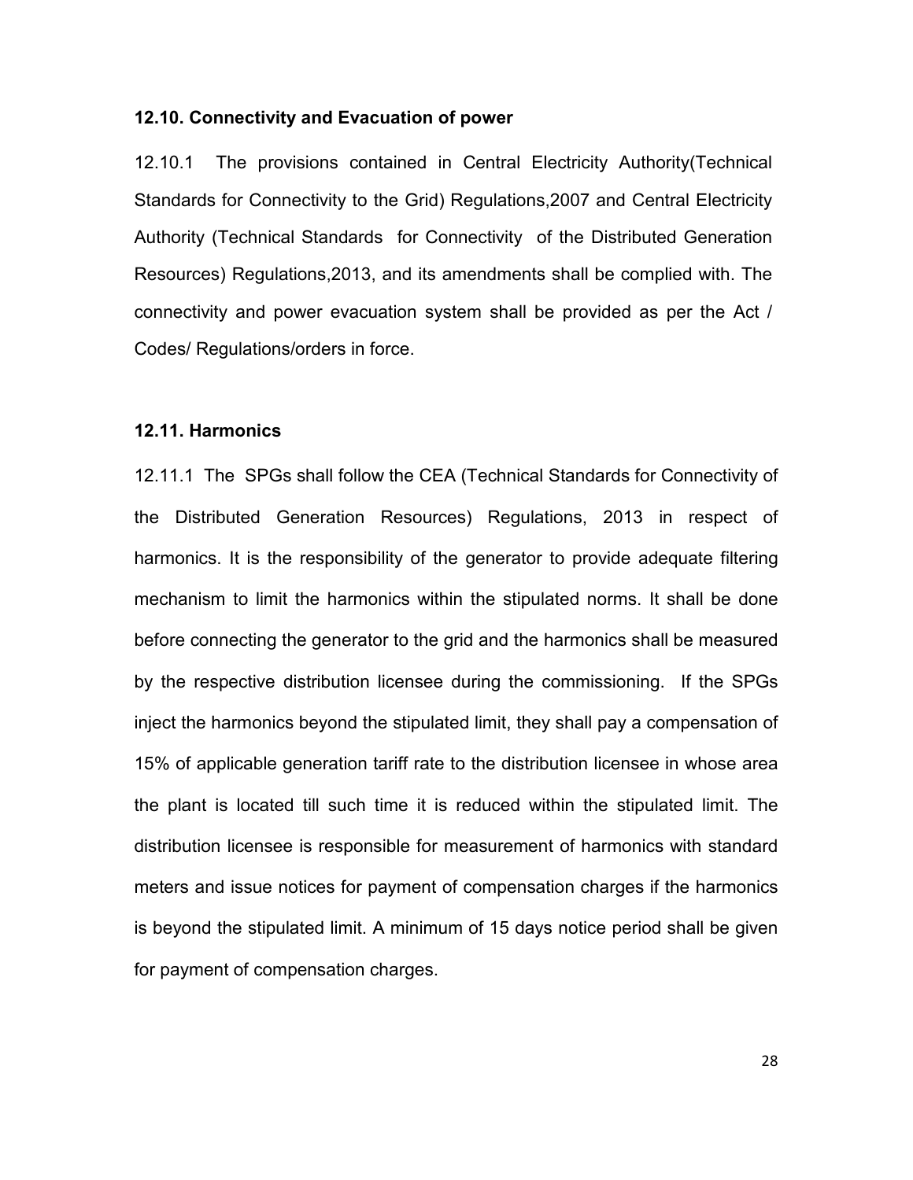### 12.10. Connectivity and Evacuation of power

12.10.1 The provisions contained in Central Electricity Authority(Technical Standards for Connectivity to the Grid) Regulations,2007 and Central Electricity Authority (Technical Standards for Connectivity of the Distributed Generation Resources) Regulations,2013, and its amendments shall be complied with. The connectivity and power evacuation system shall be provided as per the Act / Codes/ Regulations/orders in force.

### 12.11. Harmonics

12.11.1 The SPGs shall follow the CEA (Technical Standards for Connectivity of the Distributed Generation Resources) Regulations, 2013 in respect of harmonics. It is the responsibility of the generator to provide adequate filtering mechanism to limit the harmonics within the stipulated norms. It shall be done before connecting the generator to the grid and the harmonics shall be measured by the respective distribution licensee during the commissioning. If the SPGs inject the harmonics beyond the stipulated limit, they shall pay a compensation of 15% of applicable generation tariff rate to the distribution licensee in whose area the plant is located till such time it is reduced within the stipulated limit. The distribution licensee is responsible for measurement of harmonics with standard meters and issue notices for payment of compensation charges if the harmonics is beyond the stipulated limit. A minimum of 15 days notice period shall be given for payment of compensation charges.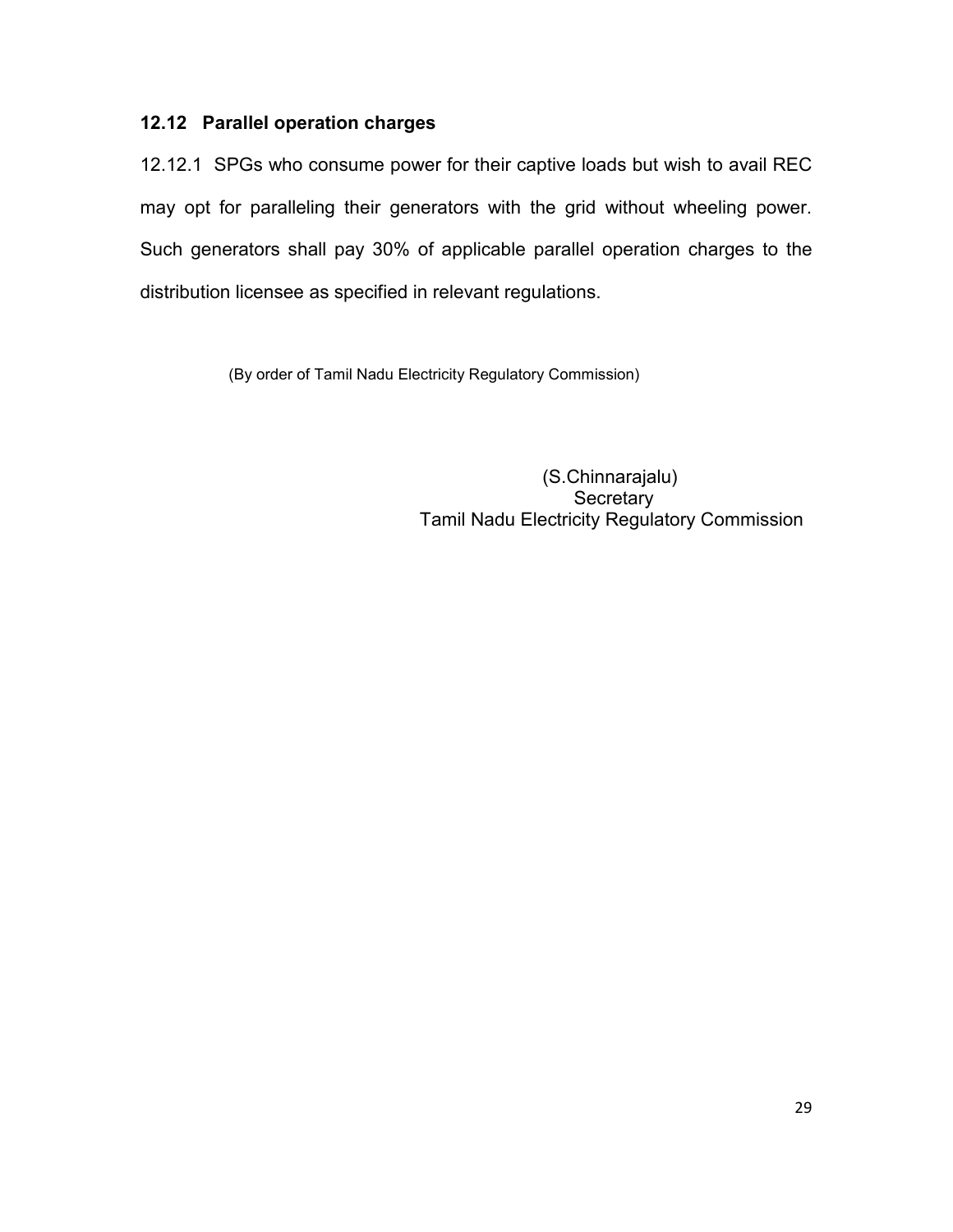### 12.12 Parallel operation charges

12.12.1 SPGs who consume power for their captive loads but wish to avail REC may opt for paralleling their generators with the grid without wheeling power. Such generators shall pay 30% of applicable parallel operation charges to the distribution licensee as specified in relevant regulations.

(By order of Tamil Nadu Electricity Regulatory Commission)

(S.Chinnarajalu)
Secretary
Tamil Nadu Electricity Regulatory Commission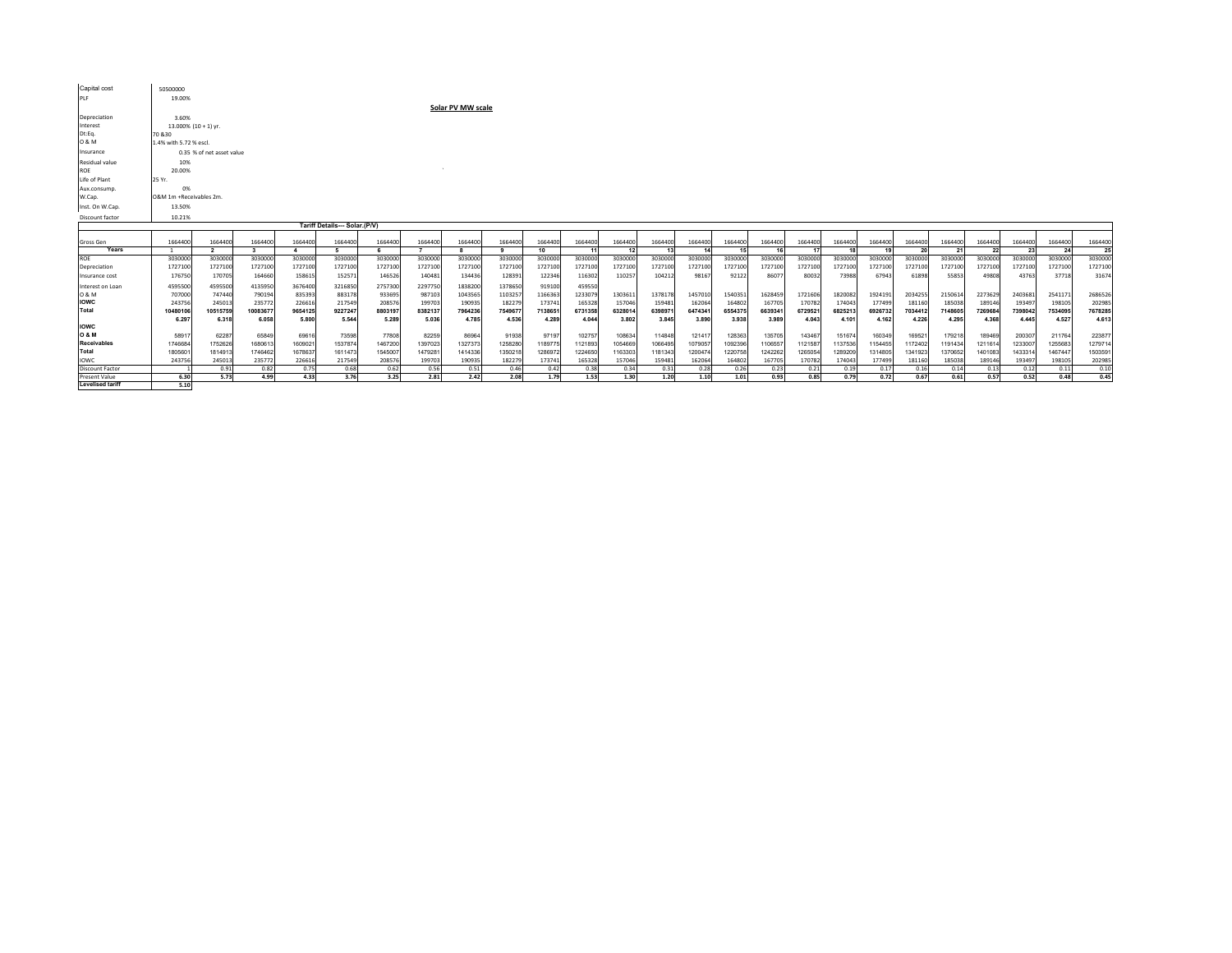| | |
|---|---|
| Capital cost | 50500000 |
| PLF | 19.00% |
| Depreciation | 3.60% |
| Interest | 13.000% (10 + 1) yr. |
| Dt:Eq. | 70 &30 |
| O & M | 1.4% with 5.72 % escl. |
| Insurance | 0.35 % of net asset value |
| Residual value | 10% |
| ROE | 20.00% |
| Life of Plant | 25 Yr. |
| Aux.consump. | 0% |
| W.Cap. | O&M 1m +Receivables 2m. |
| Inst. On W.Cap. | 13.50% |
| Discount factor | 10.21% |

**Solar PV MW scale**

**Tariff Details--- Solar.(P/V)**

| | | | | | | | | | | | | | | | | | | | | | | | | | |
|---|---|---|---|---|---|---|---|---|---|---|---|---|---|---|---|---|---|---|---|---|---|---|---|---|---|
| Gross Gen | 1664400 | 1664400 | 1664400 | 1664400 | 1664400 | 1664400 | 1664400 | 1664400 | 1664400 | 1664400 | 1664400 | 1664400 | 1664400 | 1664400 | 1664400 | 1664400 | 1664400 | 1664400 | 1664400 | 1664400 | 1664400 | 1664400 | 1664400 | 1664400 | 1664400 |
| **Years** | 1 | **2** | **3** | **4** | **5** | **6** | **7** | **8** | **9** | **10** | **11** | **12** | **13** | **14** | **15** | **16** | **17** | **18** | **19** | **20** | **21** | **22** | **23** | **24** | **25** |
| ROE | 3030000 | 3030000 | 3030000 | 3030000 | 3030000 | 3030000 | 3030000 | 3030000 | 3030000 | 3030000 | 3030000 | 3030000 | 3030000 | 3030000 | 3030000 | 3030000 | 3030000 | 3030000 | 3030000 | 3030000 | 3030000 | 3030000 | 3030000 | 3030000 | 3030000 |
| Depreciation | 1727100 | 1727100 | 1727100 | 1727100 | 1727100 | 1727100 | 1727100 | 1727100 | 1727100 | 1727100 | 1727100 | 1727100 | 1727100 | 1727100 | 1727100 | 1727100 | 1727100 | 1727100 | 1727100 | 1727100 | 1727100 | 1727100 | 1727100 | 1727100 | 1727100 |
| Insurance cost | 176750 | 170705 | 164660 | 158615 | 152571 | 146526 | 140481 | 134436 | 128391 | 122346 | 116302 | 110257 | 104212 | 98167 | 92122 | 86077 | 80032 | 73988 | 67943 | 61898 | 55853 | 49808 | 43763 | 37718 | 31674 |
| Interest on Loan | 4595500 | 4595500 | 4135950 | 3676400 | 3216850 | 2757300 | 2297750 | 1838200 | 1378650 | 919100 | 459550 | | | | | | | | | | | | | | |
| O & M | 707000 | 747440 | 790194 | 835393 | 883178 | 933695 | 987103 | 1043565 | 1103257 | 1166363 | 1233079 | 1303611 | 1378178 | 1457010 | 1540351 | 1628459 | 1721606 | 1820082 | 1924191 | 2034255 | 2150614 | 2273629 | 2403681 | 2541171 | 2686526 |
| **IOWC** | 243756 | 245013 | 235772 | 226616 | 217549 | 208576 | 199703 | 190935 | 182279 | 173741 | 165328 | 157046 | 159481 | 162064 | 164802 | 167705 | 170782 | 174043 | 177499 | 181160 | 185038 | 189146 | 193497 | 198105 | 202985 |
| **Total** | **10480106** | **10515759** | **10083677** | **9654125** | **9227247** | **8803197** | **8382137** | **7964236** | **7549677** | **7138651** | **6731358** | **6328014** | **6398971** | **6474341** | **6554375** | **6639341** | **6729521** | **6825213** | **6926732** | **7034412** | **7148605** | **7269684** | **7398042** | **7534095** | **7678285** |
| | **6.297** | **6.318** | **6.058** | **5.800** | **5.544** | **5.289** | **5.036** | **4.785** | **4.536** | **4.289** | **4.044** | **3.802** | **3.845** | **3.890** | **3.938** | **3.989** | **4.043** | **4.101** | **4.162** | **4.226** | **4.295** | **4.368** | **4.445** | **4.527** | **4.613** |
| **IOWC** | | | | | | | | | | | | | | | | | | | | | | | | | |
| **O & M** | 58917 | 62287 | 65849 | 69616 | 73598 | 77808 | 82259 | 86964 | 91938 | 97197 | 102757 | 108634 | 114848 | 121417 | 128363 | 135705 | 143467 | 151674 | 160349 | 169521 | 179218 | 189469 | 200307 | 211764 | 223877 |
| **Receivables** | 1746684 | 1752626 | 1680613 | 1609021 | 1537874 | 1467200 | 1397023 | 1327373 | 1258280 | 1189775 | 1121893 | 1054669 | 1066495 | 1079057 | 1092396 | 1106557 | 1121587 | 1137536 | 1154455 | 1172402 | 1191434 | 1211614 | 1233007 | 1255683 | 1279714 |
| **Total** | 1805601 | 1814913 | 1746462 | 1678637 | 1611473 | 1545007 | 1479281 | 1414336 | 1350218 | 1286972 | 1224650 | 1163303 | 1181343 | 1200474 | 1220758 | 1242262 | 1265054 | 1289209 | 1314805 | 1341923 | 1370652 | 1401083 | 1433314 | 1467447 | 1503591 |
| IOWC | 243756 | 245013 | 235772 | 226616 | 217549 | 208576 | 199703 | 190935 | 182279 | 173741 | 165328 | 157046 | 159481 | 162064 | 164802 | 167705 | 170782 | 174043 | 177499 | 181160 | 185038 | 189146 | 193497 | 198105 | 202985 |
| Discount Factor | 1 | 0.91 | 0.82 | 0.75 | 0.68 | 0.62 | 0.56 | 0.51 | 0.46 | 0.42 | 0.38 | 0.34 | 0.31 | 0.28 | 0.26 | 0.23 | 0.21 | 0.19 | 0.17 | 0.16 | 0.14 | 0.13 | 0.12 | 0.11 | 0.10 |
| Present Value | **6.30** | **5.73** | **4.99** | **4.33** | **3.76** | **3.25** | **2.81** | **2.42** | **2.08** | **1.79** | **1.53** | **1.30** | **1.20** | **1.10** | **1.01** | **0.93** | **0.85** | **0.79** | **0.72** | **0.67** | **0.61** | **0.57** | **0.52** | **0.48** | **0.45** |
| **Levelised tariff** | **5.10** | | | | | | | | | | | | | | | | | | | | | | | | |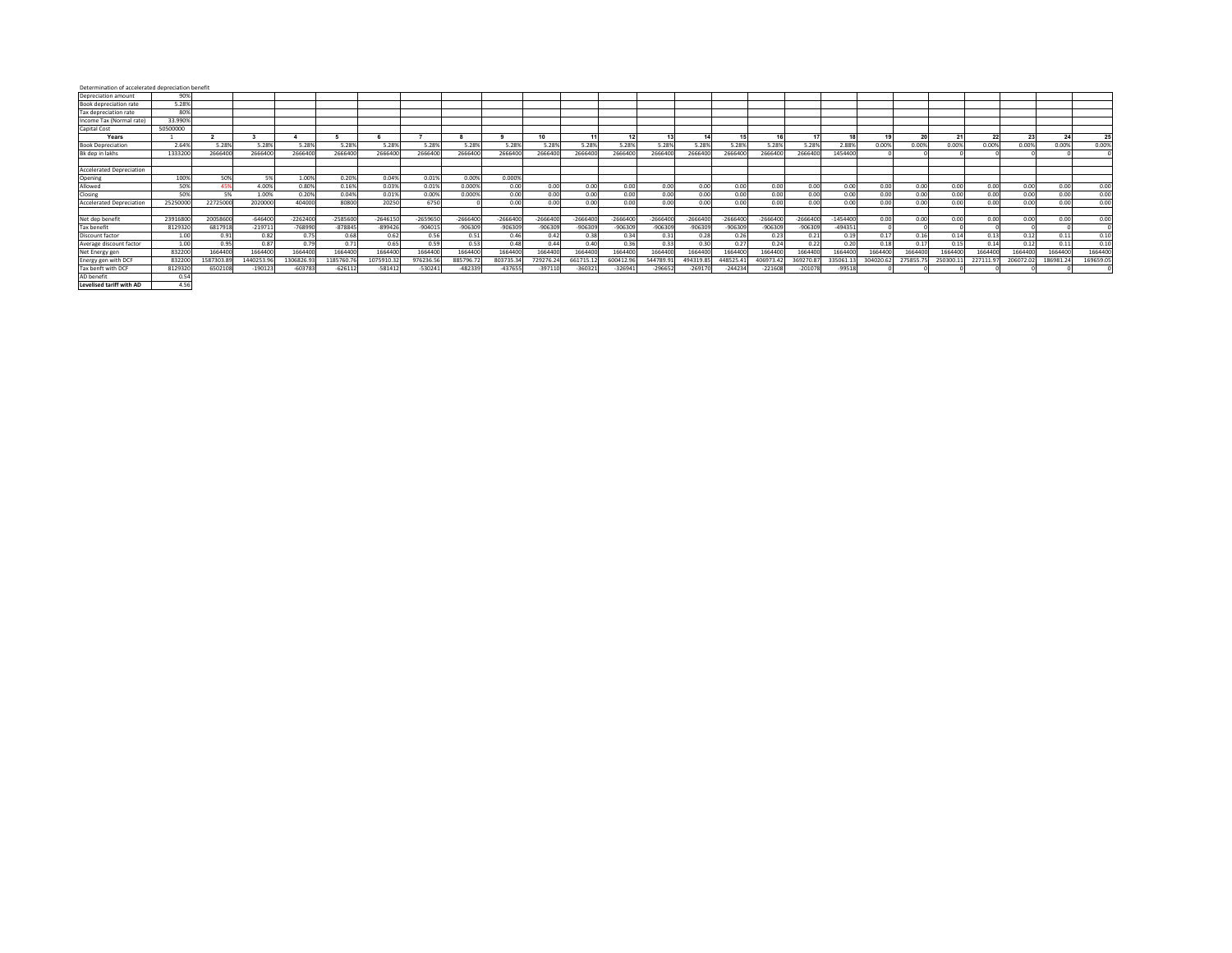Determination of accelerated depreciation benefit

| | | | | | | | | | | | | | | | | | | | | | | | | | |
|---|---|---|---|---|---|---|---|---|---|---|---|---|---|---|---|---|---|---|---|---|---|---|---|---|---|
| Depreciation amount | 90% | | | | | | | | | | | | | | | | | | | | | | | | |
| Book depreciation rate | 5.28% | | | | | | | | | | | | | | | | | | | | | | | | |
| Tax depreciation rate | 80% | | | | | | | | | | | | | | | | | | | | | | | | |
| Income Tax (Normal rate) | 33.990% | | | | | | | | | | | | | | | | | | | | | | | | |
| Capital Cost | 50500000 | | | | | | | | | | | | | | | | | | | | | | | | |
| **Years** | 1 | 2 | 3 | 4 | 5 | 6 | 7 | 8 | 9 | 10 | 11 | 12 | 13 | 14 | 15 | 16 | 17 | 18 | 19 | 20 | 21 | 22 | 23 | 24 | 25 |
| Book Depreciation | 2.64% | 5.28% | 5.28% | 5.28% | 5.28% | 5.28% | 5.28% | 5.28% | 5.28% | 5.28% | 5.28% | 5.28% | 5.28% | 5.28% | 5.28% | 5.28% | 5.28% | 2.88% | 0.00% | 0.00% | 0.00% | 0.00% | 0.00% | 0.00% | 0.00% |
| Bk dep in lakhs | 1333200 | 2666400 | 2666400 | 2666400 | 2666400 | 2666400 | 2666400 | 2666400 | 2666400 | 2666400 | 2666400 | 2666400 | 2666400 | 2666400 | 2666400 | 2666400 | 2666400 | 1454400 | 0 | 0 | 0 | 0 | 0 | 0 | 0 |
| | | | | | | | | | | | | | | | | | | | | | | | | | |
| Accelerated Depreciation | | | | | | | | | | | | | | | | | | | | | | | | | |
| Opening | 100% | 50% | 5% | 1.00% | 0.20% | 0.04% | 0.01% | 0.00% | 0.000% | | | | | | | | | | | | | | | | |
| Allowed | 50% | 45% | 4.00% | 0.80% | 0.16% | 0.03% | 0.01% | 0.000% | 0.00 | 0.00 | 0.00 | 0.00 | 0.00 | 0.00 | 0.00 | 0.00 | 0.00 | 0.00 | 0.00 | 0.00 | 0.00 | 0.00 | 0.00 | 0.00 | 0.00 |
| Closing | 50% | 5% | 1.00% | 0.20% | 0.04% | 0.01% | 0.00% | 0.000% | 0.00 | 0.00 | 0.00 | 0.00 | 0.00 | 0.00 | 0.00 | 0.00 | 0.00 | 0.00 | 0.00 | 0.00 | 0.00 | 0.00 | 0.00 | 0.00 | 0.00 |
| Accelerated Depreciation | 25250000 | 22725000 | 2020000 | 404000 | 80800 | 20250 | 6750 | 0 | 0.00 | 0.00 | 0.00 | 0.00 | 0.00 | 0.00 | 0.00 | 0.00 | 0.00 | 0.00 | 0.00 | 0.00 | 0.00 | 0.00 | 0.00 | 0.00 | 0.00 |
| | | | | | | | | | | | | | | | | | | | | | | | | | |
| Net dep benefit | 23916800 | 20058600 | -646400 | -2262400 | -2585600 | -2646150 | -2659650 | -2666400 | -2666400 | -2666400 | -2666400 | -2666400 | -2666400 | -2666400 | -2666400 | -2666400 | -2666400 | -1454400 | 0.00 | 0.00 | 0.00 | 0.00 | 0.00 | 0.00 | 0.00 |
| Tax benefit | 8129320 | 6817918 | -219711 | -768990 | -878845 | -899426 | -904015 | -906309 | -906309 | -906309 | -906309 | -906309 | -906309 | -906309 | -906309 | -906309 | -906309 | -494351 | 0 | 0 | 0 | 0 | 0 | 0 | 0 |
| Discount factor | 1.00 | 0.91 | 0.82 | 0.75 | 0.68 | 0.62 | 0.56 | 0.51 | 0.46 | 0.42 | 0.38 | 0.34 | 0.31 | 0.28 | 0.26 | 0.23 | 0.21 | 0.19 | 0.17 | 0.16 | 0.14 | 0.13 | 0.12 | 0.11 | 0.10 |
| Average discount factor | 1.00 | 0.95 | 0.87 | 0.79 | 0.71 | 0.65 | 0.59 | 0.53 | 0.48 | 0.44 | 0.40 | 0.36 | 0.33 | 0.30 | 0.27 | 0.24 | 0.22 | 0.20 | 0.18 | 0.17 | 0.15 | 0.14 | 0.12 | 0.11 | 0.10 |
| Net Energy gen | 832200 | 1664400 | 1664400 | 1664400 | 1664400 | 1664400 | 1664400 | 1664400 | 1664400 | 1664400 | 1664400 | 1664400 | 1664400 | 1664400 | 1664400 | 1664400 | 1664400 | 1664400 | 1664400 | 1664400 | 1664400 | 1664400 | 1664400 | 1664400 | 1664400 |
| Energy gen with DCF | 832200 | 1587303.89 | 1440253.96 | 1306826.93 | 1185760.76 | 1075910.32 | 976236.56 | 885796.72 | 803735.34 | 729276.24 | 661715.12 | 600412.96 | 544789.91 | 494319.85 | 448525.41 | 406973.42 | 369270.87 | 335061.13 | 304020.62 | 275855.75 | 250300.11 | 227111.97 | 206072.02 | 186981.24 | 169659.05 |
| Tax benfit with DCF | 8129320 | 6502108 | -190123 | -603783 | -626112 | -581412 | -530241 | -482339 | -437655 | -397110 | -360321 | -326941 | -296652 | -269170 | -244234 | -221608 | -201078 | -99518 | 0 | 0 | 0 | 0 | 0 | 0 | 0 |
| AD benefit | 0.54 | | | | | | | | | | | | | | | | | | | | | | | | |
| **Levelised tariff with AD** | 4.56 | | | | | | | | | | | | | | | | | | | | | | | | |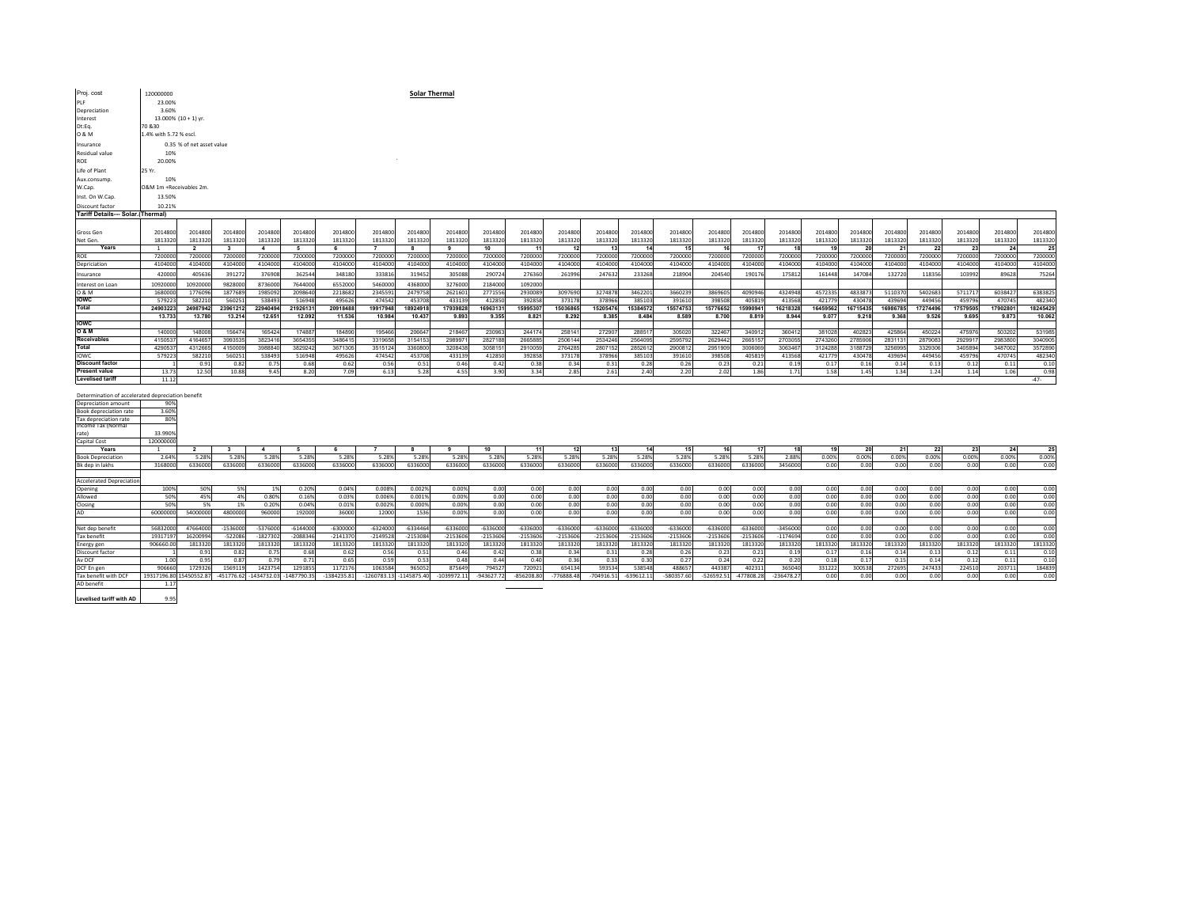**Solar Thermal**

| | |
|---|---|
| Proj. cost | 120000000 |
| PLF | 23.00% |
| Depreciation | 3.60% |
| Interest | 13.000% (10 + 1) yr. |
| Dt:Eq. | 70 &30 |
| O & M | 1.4% with 5.72 % escl. |
| Insurance | 0.35 % of net asset value |
| Residual value | 10% |
| ROE | 20.00% |
| Life of Plant | 25 Yr. |
| Aux.consump. | 10% |
| W.Cap. | O&M 1m +Receivables 2m. |
| Int. On W.Cap. | 13.50% |
| Discount factor | 10.21% |

**Tariff Details--- Solar.(Thermal)**

| | | | | | | | | | | | | | | | | | | | | | | | | | |
|---|---|---|---|---|---|---|---|---|---|---|---|---|---|---|---|---|---|---|---|---|---|---|---|---|---|
| Gross Gen | 2014800 | 2014800 | 2014800 | 2014800 | 2014800 | 2014800 | 2014800 | 2014800 | 2014800 | 2014800 | 2014800 | 2014800 | 2014800 | 2014800 | 2014800 | 2014800 | 2014800 | 2014800 | 2014800 | 2014800 | 2014800 | 2014800 | 2014800 | 2014800 | 2014800 |
| Net Gen. | 1813320 | 1813320 | 1813320 | 1813320 | 1813320 | 1813320 | 1813320 | 1813320 | 1813320 | 1813320 | 1813320 | 1813320 | 1813320 | 1813320 | 1813320 | 1813320 | 1813320 | 1813320 | 1813320 | 1813320 | 1813320 | 1813320 | 1813320 | 1813320 | 1813320 |
| **Years** | 1 | 2 | 3 | 4 | 5 | 6 | 7 | 8 | 9 | 10 | 11 | 12 | 13 | 14 | 15 | 16 | 17 | 18 | 19 | 20 | 21 | 22 | 23 | 24 | 25 |
| ROE | 7200000 | 7200000 | 7200000 | 7200000 | 7200000 | 7200000 | 7200000 | 7200000 | 7200000 | 7200000 | 7200000 | 7200000 | 7200000 | 7200000 | 7200000 | 7200000 | 7200000 | 7200000 | 7200000 | 7200000 | 7200000 | 7200000 | 7200000 | 7200000 | 7200000 |
| Depriciation | 4104000 | 4104000 | 4104000 | 4104000 | 4104000 | 4104000 | 4104000 | 4104000 | 4104000 | 4104000 | 4104000 | 4104000 | 4104000 | 4104000 | 4104000 | 4104000 | 4104000 | 4104000 | 4104000 | 4104000 | 4104000 | 4104000 | 4104000 | 4104000 | 4104000 |
| Insurance | 420000 | 405636 | 391272 | 376908 | 362544 | 348180 | 333816 | 319452 | 305088 | 290724 | 276360 | 261996 | 247632 | 233268 | 218904 | 204540 | 190176 | 175812 | 161448 | 147084 | 132720 | 118356 | 103992 | 89628 | 75264 |
| Interest on Loan | 10920000 | 10920000 | 9828000 | 8736000 | 7644000 | 6552000 | 5460000 | 4368000 | 3276000 | 2184000 | 1092000 | | | | | | | | | | | | | | |
| O & M | 1680000 | 1776096 | 1877689 | 1985092 | 2098640 | 2218682 | 2345591 | 2479758 | 2621601 | 2771556 | 2930089 | 3097690 | 3274878 | 3462201 | 3660239 | 3869605 | 4090946 | 4324948 | 4572335 | 4833873 | 5110370 | 5402683 | 5711717 | 6038427 | 6383825 |
| **IOWC** | 579223 | 582210 | 560251 | 538493 | 516948 | 495626 | 474542 | 453708 | 433139 | 412850 | 392858 | 373178 | 378966 | 385103 | 391610 | 398508 | 405819 | 413568 | 421779 | 430478 | 439694 | 449456 | 459796 | 470745 | 482340 |
| **Total** | **24903223** | **24987942** | **23961212** | **22940494** | **21926131** | **20918488** | **19917948** | **18924918** | **17939828** | **16963131** | **15995307** | **15036865** | **15205476** | **15384572** | **15574753** | **15776652** | **15990941** | **16218328** | **16459562** | **16715435** | **16986785** | **17274496** | **17579505** | **17902801** | **18245429** |
| | **13.733** | **13.780** | **13.214** | **12.651** | **12.092** | **11.536** | **10.984** | **10.437** | **9.893** | **9.355** | **8.821** | **8.292** | **8.385** | **8.484** | **8.589** | **8.700** | **8.819** | **8.944** | **9.077** | **9.218** | **9.368** | **9.526** | **9.695** | **9.873** | **10.062** |
| **IOWC** | | | | | | | | | | | | | | | | | | | | | | | | | |
| **O & M** | 140000 | 148008 | 156474 | 165424 | 174887 | 184890 | 195466 | 206647 | 218467 | 230963 | 244174 | 258141 | 272907 | 288517 | 305020 | 322467 | 340912 | 360412 | 381028 | 402823 | 425864 | 450224 | 475976 | 503202 | 531985 |
| **Receivables** | 4150537 | 4164657 | 3993535 | 3823416 | 3654355 | 3486415 | 3319658 | 3154153 | 2989971 | 2827188 | 2665885 | 2506144 | 2534246 | 2564095 | 2595792 | 2629442 | 2665157 | 2703055 | 2743260 | 2785906 | 2831131 | 2879083 | 2929917 | 2983800 | 3040905 |
| **Total** | 4290537 | 4312665 | 4150009 | 3988840 | 3829242 | 3671305 | 3515124 | 3360800 | 3208438 | 3058151 | 2910059 | 2764285 | 2807152 | 2852612 | 2900812 | 2951909 | 3006069 | 3063467 | 3124288 | 3188729 | 3256995 | 3329306 | 3405894 | 3487002 | 3572890 |
| IOWC | 579223 | 582210 | 560251 | 538493 | 516948 | 495626 | 474542 | 453708 | 433139 | 412850 | 392858 | 373178 | 378966 | 385103 | 391610 | 398508 | 405819 | 413568 | 421779 | 430478 | 439694 | 449456 | 459796 | 470745 | 482340 |
| **Discount factor** | 1 | 0.91 | 0.82 | 0.75 | 0.68 | 0.62 | 0.56 | 0.51 | 0.46 | 0.42 | 0.38 | 0.34 | 0.31 | 0.28 | 0.26 | 0.23 | 0.21 | 0.19 | 0.17 | 0.16 | 0.14 | 0.13 | 0.12 | 0.11 | 0.10 |
| **Present value** | 13.73 | 12.50 | 10.88 | 9.45 | 8.20 | 7.09 | 6.13 | 5.28 | 4.55 | 3.90 | 3.34 | 2.85 | 2.61 | 2.40 | 2.20 | 2.02 | 1.86 | 1.71 | 1.58 | 1.45 | 1.34 | 1.24 | 1.14 | 1.06 | 0.98 |
| **Levelised tariff** | 11.12 | | | | | | | | | | | | | | | | | | | | | | | | |

Determination of accelerated depreciation benefit

| | |
|---|---|
| Depreciation amount | 90% |
| Book depreciation rate | 3.60% |
| Tax depreciation rate | 80% |
| Income Tax (Normal rate) | 33.990% |
| Capital Cost | 120000000 |

| | | | | | | | | | | | | | | | | | | | | | | | | | |
|---|---|---|---|---|---|---|---|---|---|---|---|---|---|---|---|---|---|---|---|---|---|---|---|---|---|
| **Years** | 1 | 2 | 3 | 4 | 5 | 6 | 7 | 8 | 9 | 10 | 11 | 12 | 13 | 14 | 15 | 16 | 17 | 18 | 19 | 20 | 21 | 22 | 23 | 24 | 25 |
| Book Depreciation | 2.64% | 5.28% | 5.28% | 5.28% | 5.28% | 5.28% | 5.28% | 5.28% | 5.28% | 5.28% | 5.28% | 5.28% | 5.28% | 5.28% | 5.28% | 5.28% | 5.28% | 2.88% | 0.00% | 0.00% | 0.00% | 0.00% | 0.00% | 0.00% | 0.00% |
| Bk dep in lakhs | 3168000 | 6336000 | 6336000 | 6336000 | 6336000 | 6336000 | 6336000 | 6336000 | 6336000 | 6336000 | 6336000 | 6336000 | 6336000 | 6336000 | 6336000 | 6336000 | 6336000 | 3456000 | 0.00 | 0.00 | 0.00 | 0.00 | 0.00 | 0.00 | 0.00 |
| Accelerated Depreciation | | | | | | | | | | | | | | | | | | | | | | | | | |
| Opening | 100% | 50% | 5% | 1% | 0.20% | 0.04% | 0.008% | 0.002% | 0.00% | 0.00 | 0.00 | 0.00 | 0.00 | 0.00 | 0.00 | 0.00 | 0.00 | 0.00 | 0.00 | 0.00 | 0.00 | 0.00 | 0.00 | 0.00 | 0.00 |
| Allowed | 50% | 45% | 4% | 0.80% | 0.16% | 0.03% | 0.006% | 0.001% | 0.00% | 0.00 | 0.00 | 0.00 | 0.00 | 0.00 | 0.00 | 0.00 | 0.00 | 0.00 | 0.00 | 0.00 | 0.00 | 0.00 | 0.00 | 0.00 | 0.00 |
| Closing | 50% | 5% | 1% | 0.20% | 0.04% | 0.01% | 0.002% | 0.000% | 0.00% | 0.00 | 0.00 | 0.00 | 0.00 | 0.00 | 0.00 | 0.00 | 0.00 | 0.00 | 0.00 | 0.00 | 0.00 | 0.00 | 0.00 | 0.00 | 0.00 |
| AD | 60000000 | 54000000 | 4800000 | 960000 | 192000 | 36000 | 12000 | 1536 | 0.00% | 0.00 | 0.00 | 0.00 | 0.00 | 0.00 | 0.00 | 0.00 | 0.00 | 0.00 | 0.00 | 0.00 | 0.00 | 0.00 | 0.00 | 0.00 | 0.00 |
| Net dep benefit | 56832000 | 47664000 | -1536000 | -5376000 | -6144000 | -6300000 | -6324000 | -6334464 | -6336000 | -6336000 | -6336000 | -6336000 | -6336000 | -6336000 | -6336000 | -6336000 | -6336000 | -3456000 | 0.00 | 0.00 | 0.00 | 0.00 | 0.00 | 0.00 | 0.00 |
| Tax benefit | 19317197 | 16200994 | -522086 | -1827302 | -2088346 | -2141370 | -2149528 | -2153084 | -2153606 | -2153606 | -2153606 | -2153606 | -2153606 | -2153606 | -2153606 | -2153606 | -2153606 | -1174694 | 0.00 | 0.00 | 0.00 | 0.00 | 0.00 | 0.00 | 0.00 |
| Energy gen | 906660.00 | 1813320 | 1813320 | 1813320 | 1813320 | 1813320 | 1813320 | 1813320 | 1813320 | 1813320 | 1813320 | 1813320 | 1813320 | 1813320 | 1813320 | 1813320 | 1813320 | 1813320 | 1813320 | 1813320 | 1813320 | 1813320 | 1813320 | 1813320 | 1813320 |
| Discount factor | 1 | 0.91 | 0.82 | 0.75 | 0.68 | 0.62 | 0.56 | 0.51 | 0.46 | 0.42 | 0.38 | 0.34 | 0.31 | 0.28 | 0.26 | 0.23 | 0.21 | 0.19 | 0.17 | 0.16 | 0.14 | 0.13 | 0.12 | 0.11 | 0.10 |
| Av DCF | 1.00 | 0.95 | 0.87 | 0.79 | 0.71 | 0.65 | 0.59 | 0.53 | 0.48 | 0.44 | 0.40 | 0.36 | 0.33 | 0.30 | 0.27 | 0.24 | 0.22 | 0.20 | 0.18 | 0.17 | 0.15 | 0.14 | 0.12 | 0.11 | 0.10 |
| DCF En gen | 906660 | 1729326 | 1569119 | 1423754 | 1291855 | 1172176 | 1063584 | 965052 | 875649 | 794527 | 720921 | 654134 | 593534 | 538548 | 488657 | 443387 | 402311 | 365040 | 331222 | 300538 | 272695 | 247433 | 224510 | 203711 | 184839 |
| Tax benefit with DCF | 19317196.80 | 15450552.87 | -451776.62 | -1434732.03 | -1487790.35 | -1384235.81 | -1260783.13 | -1145875.40 | -1039972.11 | -943627.72 | -856208.80 | -776888.48 | -704916.51 | -639612.11 | -580357.60 | -526592.51 | -477808.28 | -236478.27 | 0.00 | 0.00 | 0.00 | 0.00 | 0.00 | 0.00 | 0.00 |
| AD benefit | 1.17 | | | | | | | | | | | | | | | | | | | | | | | | |
| **Levelised tariff with AD** | 9.95 | | | | | | | | | | | | | | | | | | | | | | | | |